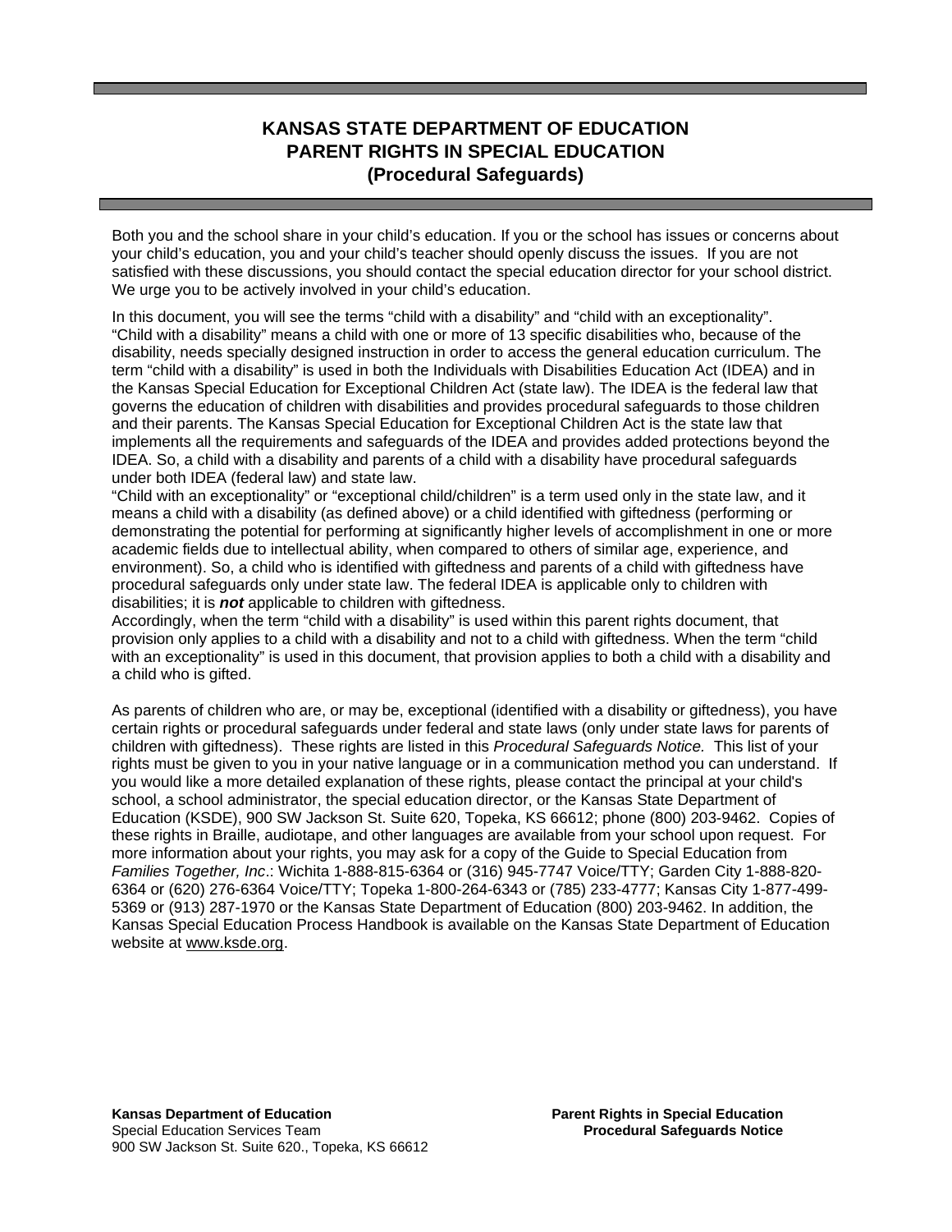# KANSAS STATE DEPARTMENT OF EDUCATION
# PARENT RIGHTS IN SPECIAL EDUCATION
## (Procedural Safeguards)

Both you and the school share in your child's education. If you or the school has issues or concerns about your child's education, you and your child's teacher should openly discuss the issues. If you are not satisfied with these discussions, you should contact the special education director for your school district. We urge you to be actively involved in your child's education.

In this document, you will see the terms "child with a disability" and "child with an exceptionality". "Child with a disability" means a child with one or more of 13 specific disabilities who, because of the disability, needs specially designed instruction in order to access the general education curriculum. The term "child with a disability" is used in both the Individuals with Disabilities Education Act (IDEA) and in the Kansas Special Education for Exceptional Children Act (state law). The IDEA is the federal law that governs the education of children with disabilities and provides procedural safeguards to those children and their parents. The Kansas Special Education for Exceptional Children Act is the state law that implements all the requirements and safeguards of the IDEA and provides added protections beyond the IDEA. So, a child with a disability and parents of a child with a disability have procedural safeguards under both IDEA (federal law) and state law.

"Child with an exceptionality" or "exceptional child/children" is a term used only in the state law, and it means a child with a disability (as defined above) or a child identified with giftedness (performing or demonstrating the potential for performing at significantly higher levels of accomplishment in one or more academic fields due to intellectual ability, when compared to others of similar age, experience, and environment). So, a child who is identified with giftedness and parents of a child with giftedness have procedural safeguards only under state law. The federal IDEA is applicable only to children with disabilities; it is ***not*** applicable to children with giftedness.

Accordingly, when the term "child with a disability" is used within this parent rights document, that provision only applies to a child with a disability and not to a child with giftedness. When the term "child with an exceptionality" is used in this document, that provision applies to both a child with a disability and a child who is gifted.

As parents of children who are, or may be, exceptional (identified with a disability or giftedness), you have certain rights or procedural safeguards under federal and state laws (only under state laws for parents of children with giftedness). These rights are listed in this *Procedural Safeguards Notice.* This list of your rights must be given to you in your native language or in a communication method you can understand. If you would like a more detailed explanation of these rights, please contact the principal at your child's school, a school administrator, the special education director, or the Kansas State Department of Education (KSDE), 900 SW Jackson St. Suite 620, Topeka, KS 66612; phone (800) 203-9462. Copies of these rights in Braille, audiotape, and other languages are available from your school upon request. For more information about your rights, you may ask for a copy of the Guide to Special Education from *Families Together, Inc*.: Wichita 1-888-815-6364 or (316) 945-7747 Voice/TTY; Garden City 1-888-820-6364 or (620) 276-6364 Voice/TTY; Topeka 1-800-264-6343 or (785) 233-4777; Kansas City 1-877-499-5369 or (913) 287-1970 or the Kansas State Department of Education (800) 203-9462. In addition, the Kansas Special Education Process Handbook is available on the Kansas State Department of Education website at www.ksde.org.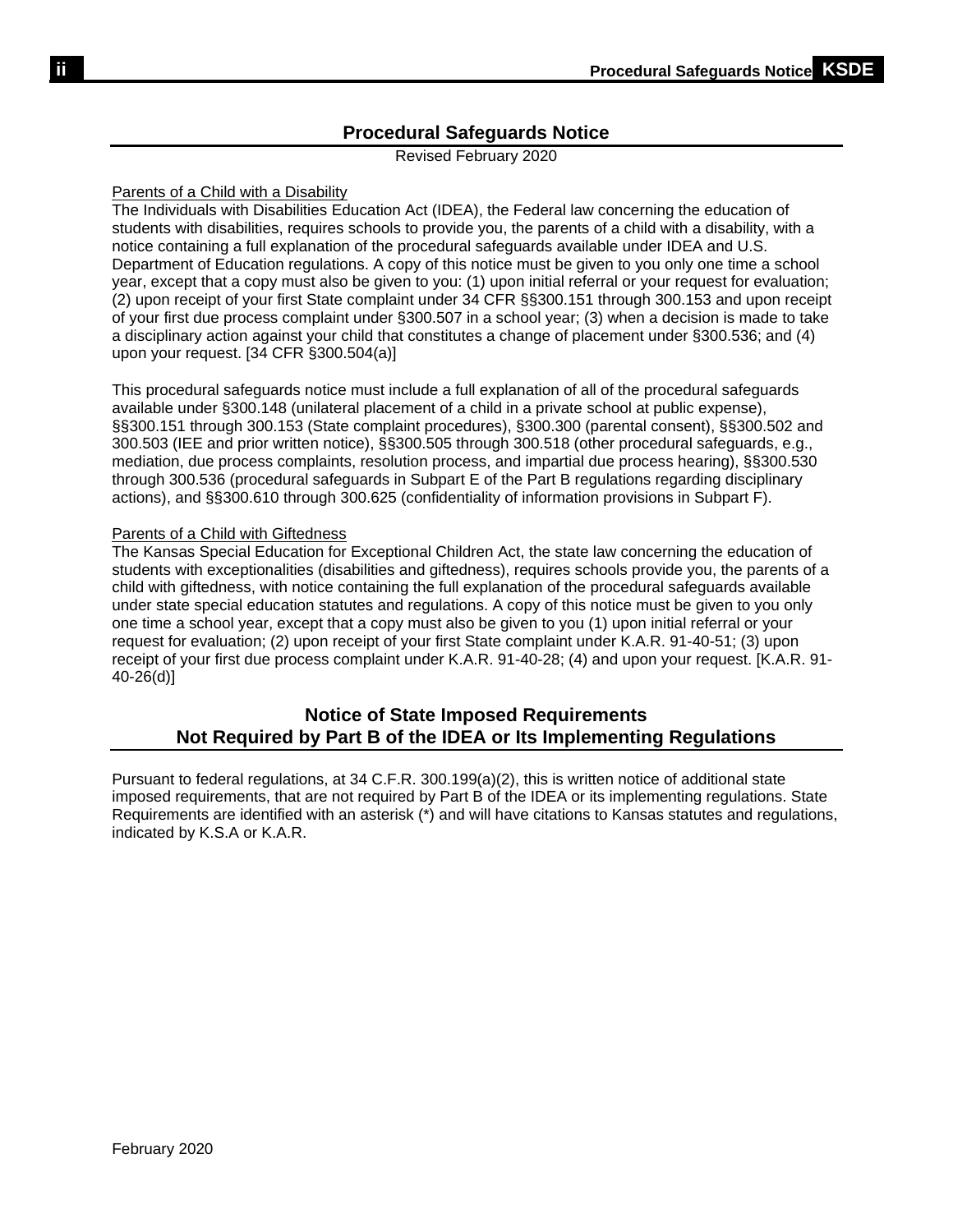## Procedural Safeguards Notice

Revised February 2020

Parents of a Child with a Disability

The Individuals with Disabilities Education Act (IDEA), the Federal law concerning the education of students with disabilities, requires schools to provide you, the parents of a child with a disability, with a notice containing a full explanation of the procedural safeguards available under IDEA and U.S. Department of Education regulations. A copy of this notice must be given to you only one time a school year, except that a copy must also be given to you: (1) upon initial referral or your request for evaluation; (2) upon receipt of your first State complaint under 34 CFR §§300.151 through 300.153 and upon receipt of your first due process complaint under §300.507 in a school year; (3) when a decision is made to take a disciplinary action against your child that constitutes a change of placement under §300.536; and (4) upon your request. [34 CFR §300.504(a)]

This procedural safeguards notice must include a full explanation of all of the procedural safeguards available under §300.148 (unilateral placement of a child in a private school at public expense), §§300.151 through 300.153 (State complaint procedures), §300.300 (parental consent), §§300.502 and 300.503 (IEE and prior written notice), §§300.505 through 300.518 (other procedural safeguards, e.g., mediation, due process complaints, resolution process, and impartial due process hearing), §§300.530 through 300.536 (procedural safeguards in Subpart E of the Part B regulations regarding disciplinary actions), and §§300.610 through 300.625 (confidentiality of information provisions in Subpart F).

Parents of a Child with Giftedness

The Kansas Special Education for Exceptional Children Act, the state law concerning the education of students with exceptionalities (disabilities and giftedness), requires schools provide you, the parents of a child with giftedness, with notice containing the full explanation of the procedural safeguards available under state special education statutes and regulations. A copy of this notice must be given to you only one time a school year, except that a copy must also be given to you (1) upon initial referral or your request for evaluation; (2) upon receipt of your first State complaint under K.A.R. 91-40-51; (3) upon receipt of your first due process complaint under K.A.R. 91-40-28; (4) and upon your request. [K.A.R. 91-40-26(d)]

## Notice of State Imposed Requirements Not Required by Part B of the IDEA or Its Implementing Regulations

Pursuant to federal regulations, at 34 C.F.R. 300.199(a)(2), this is written notice of additional state imposed requirements, that are not required by Part B of the IDEA or its implementing regulations. State Requirements are identified with an asterisk (*) and will have citations to Kansas statutes and regulations, indicated by K.S.A or K.A.R.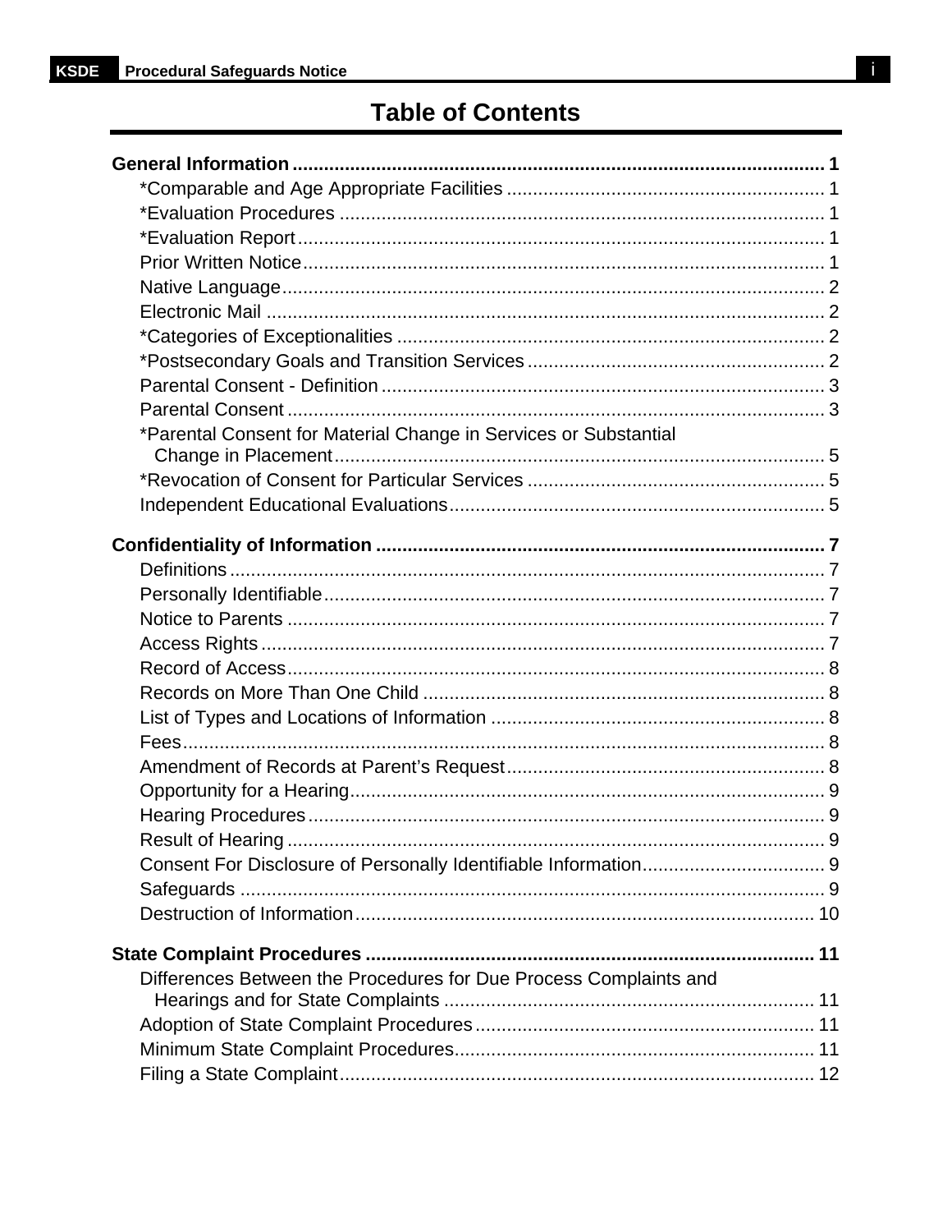# Table of Contents

**General Information** ........................................................................................................ **1**

- *Comparable and Age Appropriate Facilities ............................................................ 1
- *Evaluation Procedures ............................................................................................ 1
- *Evaluation Report .................................................................................................... 1
- Prior Written Notice ................................................................................................... 1
- Native Language ....................................................................................................... 2
- Electronic Mail .......................................................................................................... 2
- *Categories of Exceptionalities ................................................................................. 2
- *Postsecondary Goals and Transition Services ......................................................... 2
- Parental Consent - Definition .................................................................................... 3
- Parental Consent ...................................................................................................... 3
- *Parental Consent for Material Change in Services or Substantial Change in Placement ............................................................................................. 5
- *Revocation of Consent for Particular Services ......................................................... 5
- Independent Educational Evaluations ....................................................................... 5

**Confidentiality of Information** ........................................................................................ **7**

- Definitions ................................................................................................................. 7
- Personally Identifiable ............................................................................................... 7
- Notice to Parents ...................................................................................................... 7
- Access Rights ........................................................................................................... 7
- Record of Access ...................................................................................................... 8
- Records on More Than One Child ............................................................................ 8
- List of Types and Locations of Information ............................................................... 8
- Fees .......................................................................................................................... 8
- Amendment of Records at Parent's Request ............................................................ 8
- Opportunity for a Hearing .......................................................................................... 9
- Hearing Procedures .................................................................................................. 9
- Result of Hearing ...................................................................................................... 9
- Consent For Disclosure of Personally Identifiable Information ................................... 9
- Safeguards ............................................................................................................... 9
- Destruction of Information ........................................................................................ 10

**State Complaint Procedures** ....................................................................................... **11**

- Differences Between the Procedures for Due Process Complaints and Hearings and for State Complaints ...................................................................... 11
- Adoption of State Complaint Procedures ................................................................. 11
- Minimum State Complaint Procedures ..................................................................... 11
- Filing a State Complaint ........................................................................................... 12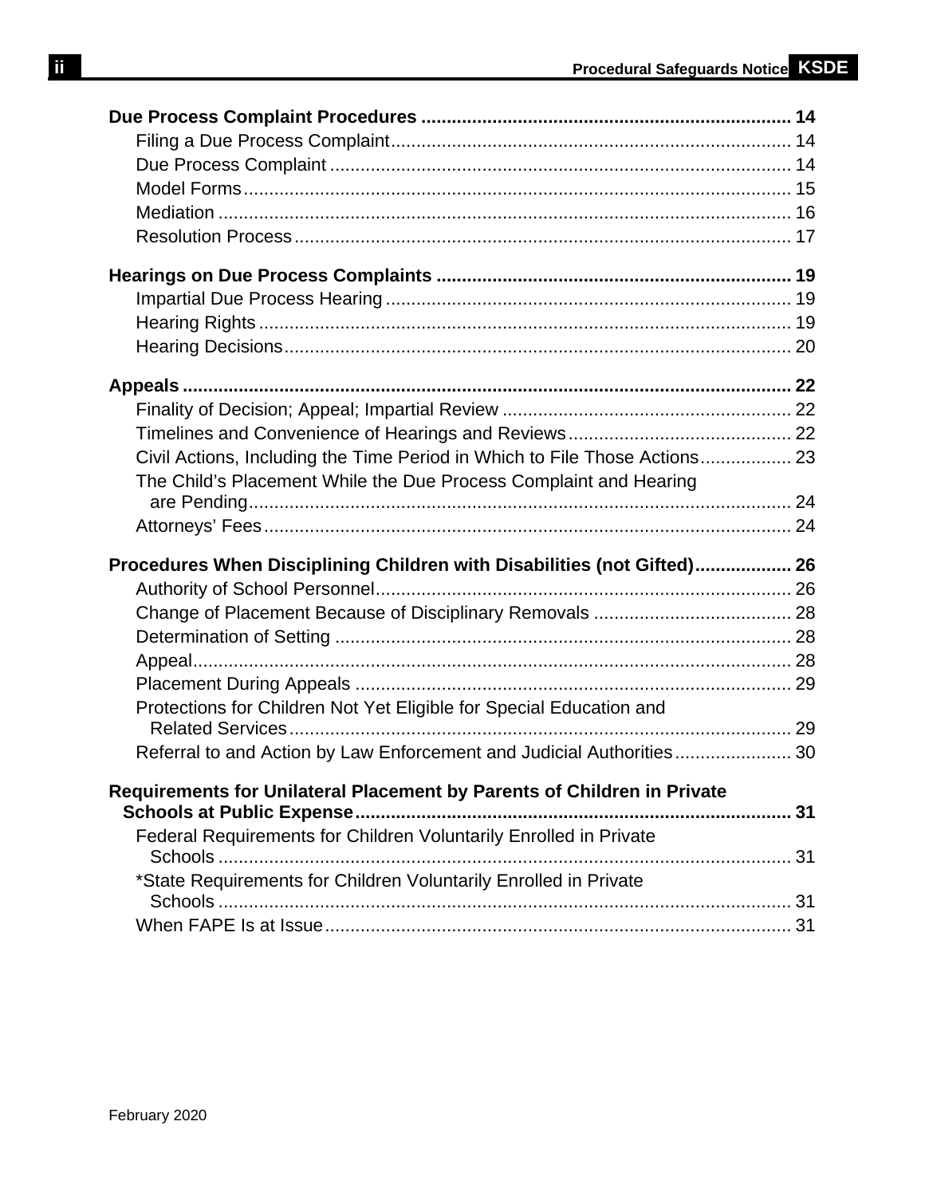**Due Process Complaint Procedures** ........................................................................ **14**

- Filing a Due Process Complaint .............................................................................. 14
- Due Process Complaint .......................................................................................... 14
- Model Forms ........................................................................................................... 15
- Mediation ................................................................................................................ 16
- Resolution Process ................................................................................................. 17

**Hearings on Due Process Complaints** ..................................................................... **19**

- Impartial Due Process Hearing ............................................................................... 19
- Hearing Rights ........................................................................................................ 19
- Hearing Decisions ................................................................................................... 20

**Appeals** ...................................................................................................................... **22**

- Finality of Decision; Appeal; Impartial Review ......................................................... 22
- Timelines and Convenience of Hearings and Reviews ............................................ 22
- Civil Actions, Including the Time Period in Which to File Those Actions .................. 23
- The Child's Placement While the Due Process Complaint and Hearing are Pending ........................................................................................................... 24
- Attorneys' Fees ....................................................................................................... 24

**Procedures When Disciplining Children with Disabilities (not Gifted)** ................... **26**

- Authority of School Personnel ................................................................................. 26
- Change of Placement Because of Disciplinary Removals ....................................... 28
- Determination of Setting ......................................................................................... 28
- Appeal ..................................................................................................................... 28
- Placement During Appeals ...................................................................................... 29
- Protections for Children Not Yet Eligible for Special Education and Related Services ................................................................................................... 29
- Referral to and Action by Law Enforcement and Judicial Authorities ....................... 30

**Requirements for Unilateral Placement by Parents of Children in Private Schools at Public Expense** ..................................................................................... **31**

- Federal Requirements for Children Voluntarily Enrolled in Private Schools ................................................................................................................. 31
- *State Requirements for Children Voluntarily Enrolled in Private Schools ................................................................................................................. 31
- When FAPE Is at Issue ............................................................................................ 31

February 2020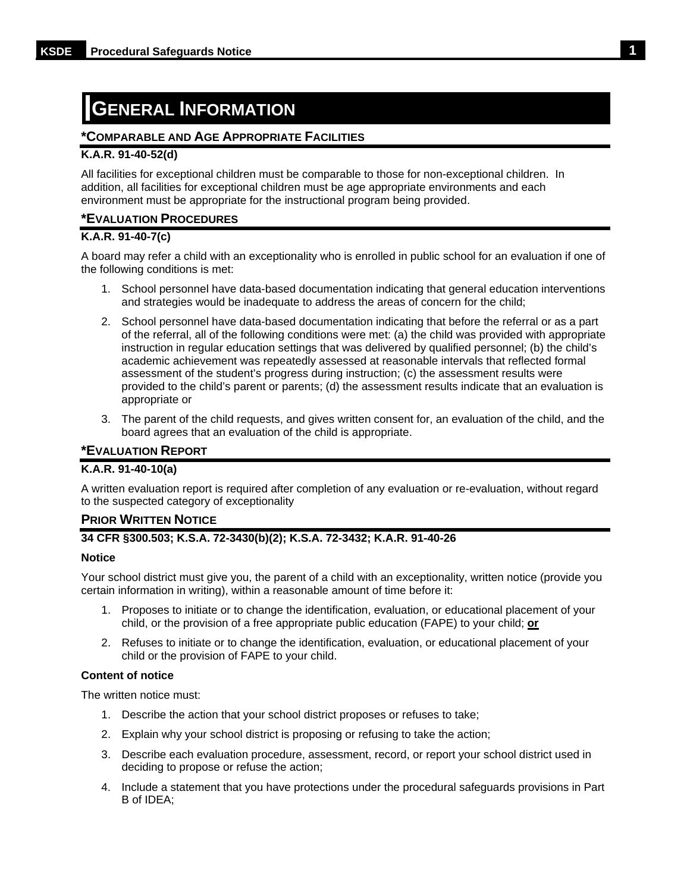# General Information

## *Comparable and Age Appropriate Facilities

**K.A.R. 91-40-52(d)**

All facilities for exceptional children must be comparable to those for non-exceptional children. In addition, all facilities for exceptional children must be age appropriate environments and each environment must be appropriate for the instructional program being provided.

## *Evaluation Procedures

**K.A.R. 91-40-7(c)**

A board may refer a child with an exceptionality who is enrolled in public school for an evaluation if one of the following conditions is met:

1. School personnel have data-based documentation indicating that general education interventions and strategies would be inadequate to address the areas of concern for the child;
2. School personnel have data-based documentation indicating that before the referral or as a part of the referral, all of the following conditions were met: (a) the child was provided with appropriate instruction in regular education settings that was delivered by qualified personnel; (b) the child's academic achievement was repeatedly assessed at reasonable intervals that reflected formal assessment of the student's progress during instruction; (c) the assessment results were provided to the child's parent or parents; (d) the assessment results indicate that an evaluation is appropriate or
3. The parent of the child requests, and gives written consent for, an evaluation of the child, and the board agrees that an evaluation of the child is appropriate.

## *Evaluation Report

**K.A.R. 91-40-10(a)**

A written evaluation report is required after completion of any evaluation or re-evaluation, without regard to the suspected category of exceptionality

## Prior Written Notice

**34 CFR §300.503; K.S.A. 72-3430(b)(2); K.S.A. 72-3432; K.A.R. 91-40-26**

**Notice**

Your school district must give you, the parent of a child with an exceptionality, written notice (provide you certain information in writing), within a reasonable amount of time before it:

1. Proposes to initiate or to change the identification, evaluation, or educational placement of your child, or the provision of a free appropriate public education (FAPE) to your child; **or**
2. Refuses to initiate or to change the identification, evaluation, or educational placement of your child or the provision of FAPE to your child.

**Content of notice**

The written notice must:

1. Describe the action that your school district proposes or refuses to take;
2. Explain why your school district is proposing or refusing to take the action;
3. Describe each evaluation procedure, assessment, record, or report your school district used in deciding to propose or refuse the action;
4. Include a statement that you have protections under the procedural safeguards provisions in Part B of IDEA;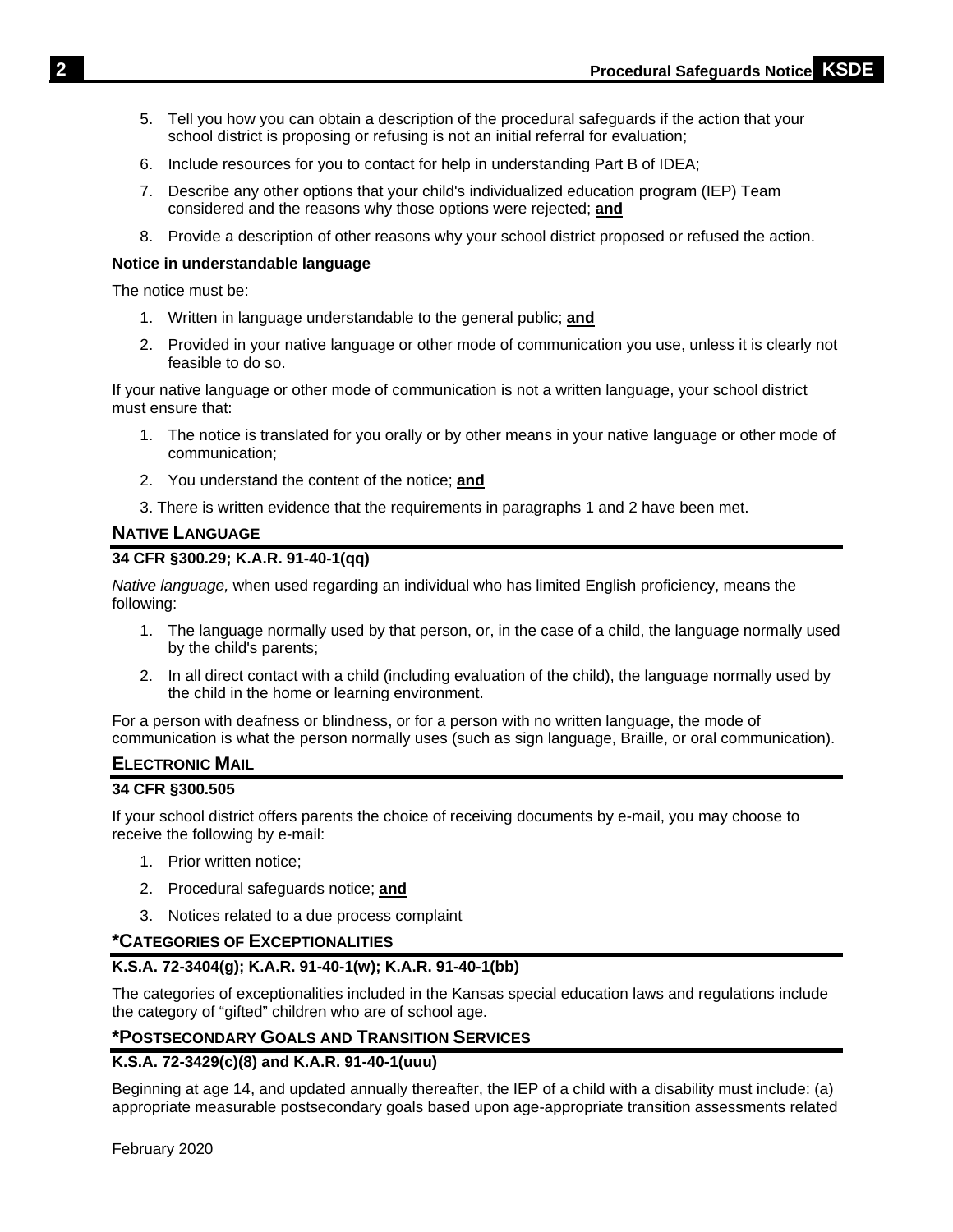5. Tell you how you can obtain a description of the procedural safeguards if the action that your school district is proposing or refusing is not an initial referral for evaluation;
6. Include resources for you to contact for help in understanding Part B of IDEA;
7. Describe any other options that your child's individualized education program (IEP) Team considered and the reasons why those options were rejected; **and**
8. Provide a description of other reasons why your school district proposed or refused the action.

**Notice in understandable language**

The notice must be:

1. Written in language understandable to the general public; **and**
2. Provided in your native language or other mode of communication you use, unless it is clearly not feasible to do so.

If your native language or other mode of communication is not a written language, your school district must ensure that:

1. The notice is translated for you orally or by other means in your native language or other mode of communication;
2. You understand the content of the notice; **and**
3. There is written evidence that the requirements in paragraphs 1 and 2 have been met.

## NATIVE LANGUAGE

**34 CFR §300.29; K.A.R. 91-40-1(qq)**

*Native language,* when used regarding an individual who has limited English proficiency, means the following:

1. The language normally used by that person, or, in the case of a child, the language normally used by the child's parents;
2. In all direct contact with a child (including evaluation of the child), the language normally used by the child in the home or learning environment.

For a person with deafness or blindness, or for a person with no written language, the mode of communication is what the person normally uses (such as sign language, Braille, or oral communication).

## ELECTRONIC MAIL

**34 CFR §300.505**

If your school district offers parents the choice of receiving documents by e-mail, you may choose to receive the following by e-mail:

1. Prior written notice;
2. Procedural safeguards notice; **and**
3. Notices related to a due process complaint

## *CATEGORIES OF EXCEPTIONALITIES

**K.S.A. 72-3404(g); K.A.R. 91-40-1(w); K.A.R. 91-40-1(bb)**

The categories of exceptionalities included in the Kansas special education laws and regulations include the category of "gifted" children who are of school age.

## *POSTSECONDARY GOALS AND TRANSITION SERVICES

**K.S.A. 72-3429(c)(8) and K.A.R. 91-40-1(uuu)**

Beginning at age 14, and updated annually thereafter, the IEP of a child with a disability must include: (a) appropriate measurable postsecondary goals based upon age-appropriate transition assessments related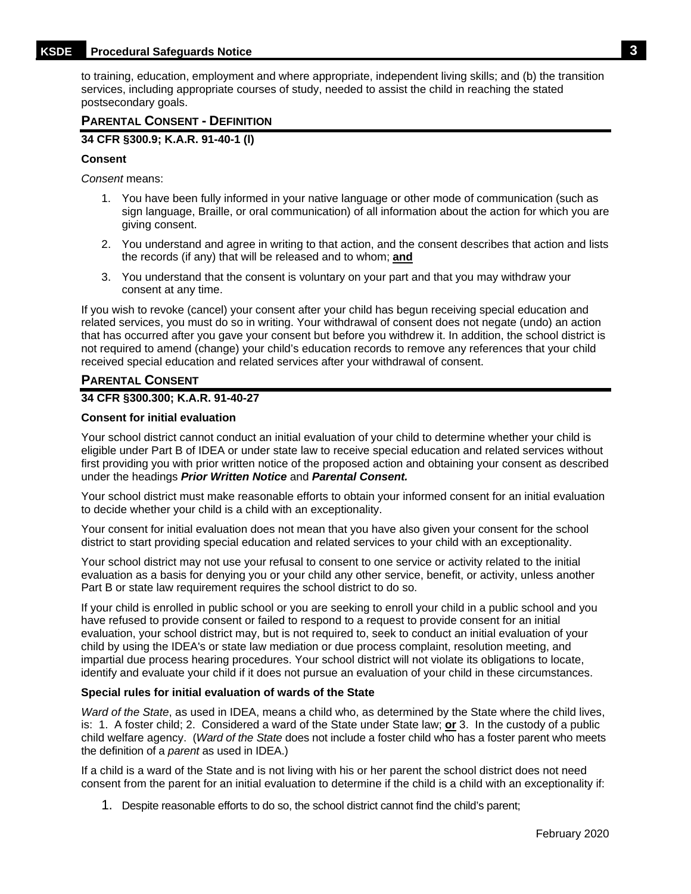to training, education, employment and where appropriate, independent living skills; and (b) the transition services, including appropriate courses of study, needed to assist the child in reaching the stated postsecondary goals.

## PARENTAL CONSENT - DEFINITION

**34 CFR §300.9; K.A.R. 91-40-1 (l)**

**Consent**

*Consent* means:

1. You have been fully informed in your native language or other mode of communication (such as sign language, Braille, or oral communication) of all information about the action for which you are giving consent.
2. You understand and agree in writing to that action, and the consent describes that action and lists the records (if any) that will be released and to whom; **and**
3. You understand that the consent is voluntary on your part and that you may withdraw your consent at any time.

If you wish to revoke (cancel) your consent after your child has begun receiving special education and related services, you must do so in writing. Your withdrawal of consent does not negate (undo) an action that has occurred after you gave your consent but before you withdrew it. In addition, the school district is not required to amend (change) your child's education records to remove any references that your child received special education and related services after your withdrawal of consent.

## PARENTAL CONSENT

**34 CFR §300.300; K.A.R. 91-40-27**

**Consent for initial evaluation**

Your school district cannot conduct an initial evaluation of your child to determine whether your child is eligible under Part B of IDEA or under state law to receive special education and related services without first providing you with prior written notice of the proposed action and obtaining your consent as described under the headings ***Prior Written Notice*** and ***Parental Consent.***

Your school district must make reasonable efforts to obtain your informed consent for an initial evaluation to decide whether your child is a child with an exceptionality.

Your consent for initial evaluation does not mean that you have also given your consent for the school district to start providing special education and related services to your child with an exceptionality.

Your school district may not use your refusal to consent to one service or activity related to the initial evaluation as a basis for denying you or your child any other service, benefit, or activity, unless another Part B or state law requirement requires the school district to do so.

If your child is enrolled in public school or you are seeking to enroll your child in a public school and you have refused to provide consent or failed to respond to a request to provide consent for an initial evaluation, your school district may, but is not required to, seek to conduct an initial evaluation of your child by using the IDEA's or state law mediation or due process complaint, resolution meeting, and impartial due process hearing procedures. Your school district will not violate its obligations to locate, identify and evaluate your child if it does not pursue an evaluation of your child in these circumstances.

**Special rules for initial evaluation of wards of the State**

*Ward of the State*, as used in IDEA, means a child who, as determined by the State where the child lives, is: 1. A foster child; 2. Considered a ward of the State under State law; **or** 3. In the custody of a public child welfare agency. (*Ward of the State* does not include a foster child who has a foster parent who meets the definition of a *parent* as used in IDEA.)

If a child is a ward of the State and is not living with his or her parent the school district does not need consent from the parent for an initial evaluation to determine if the child is a child with an exceptionality if:

1. Despite reasonable efforts to do so, the school district cannot find the child's parent;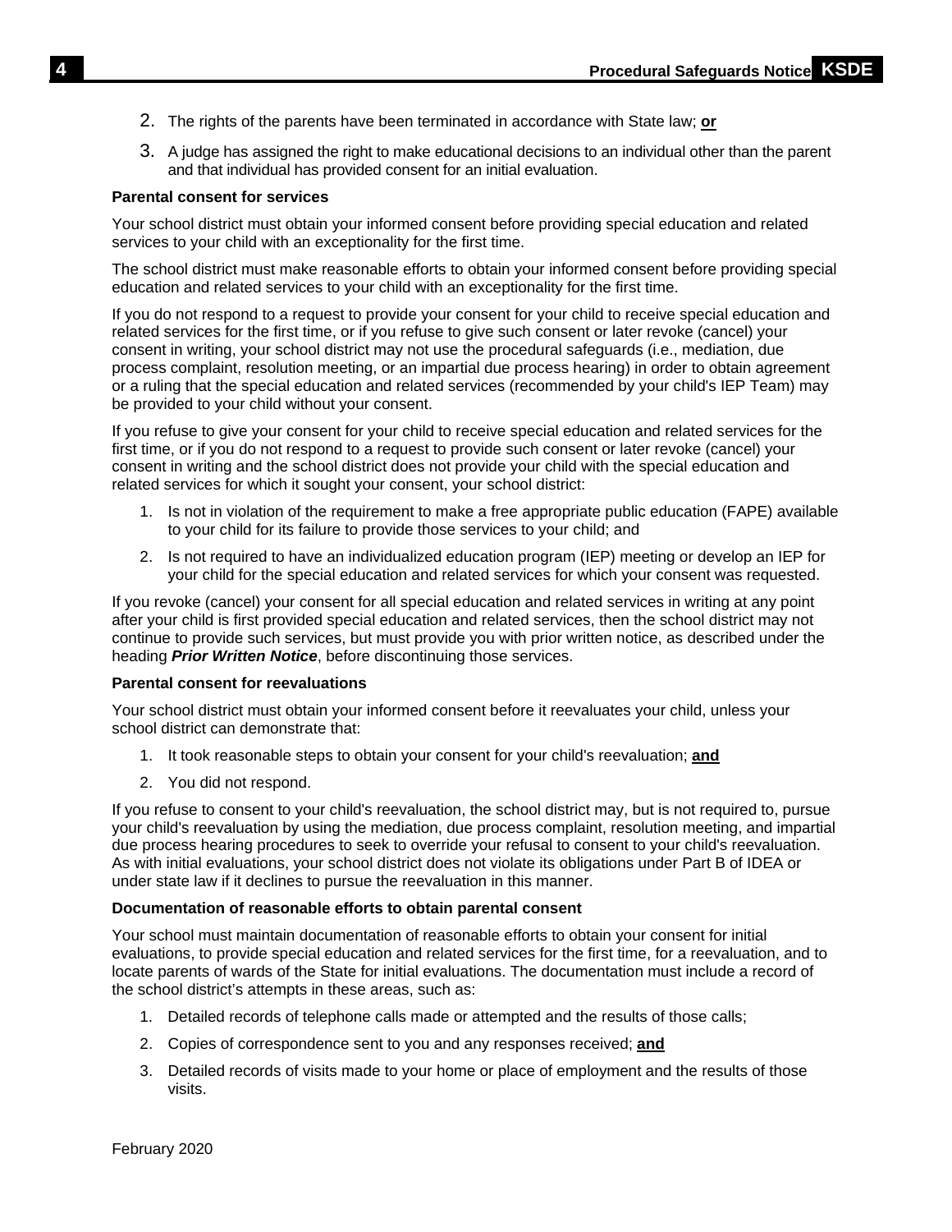2. The rights of the parents have been terminated in accordance with State law; **or**

3. A judge has assigned the right to make educational decisions to an individual other than the parent and that individual has provided consent for an initial evaluation.

**Parental consent for services**

Your school district must obtain your informed consent before providing special education and related services to your child with an exceptionality for the first time.

The school district must make reasonable efforts to obtain your informed consent before providing special education and related services to your child with an exceptionality for the first time.

If you do not respond to a request to provide your consent for your child to receive special education and related services for the first time, or if you refuse to give such consent or later revoke (cancel) your consent in writing, your school district may not use the procedural safeguards (i.e., mediation, due process complaint, resolution meeting, or an impartial due process hearing) in order to obtain agreement or a ruling that the special education and related services (recommended by your child's IEP Team) may be provided to your child without your consent.

If you refuse to give your consent for your child to receive special education and related services for the first time, or if you do not respond to a request to provide such consent or later revoke (cancel) your consent in writing and the school district does not provide your child with the special education and related services for which it sought your consent, your school district:

1. Is not in violation of the requirement to make a free appropriate public education (FAPE) available to your child for its failure to provide those services to your child; and

2. Is not required to have an individualized education program (IEP) meeting or develop an IEP for your child for the special education and related services for which your consent was requested.

If you revoke (cancel) your consent for all special education and related services in writing at any point after your child is first provided special education and related services, then the school district may not continue to provide such services, but must provide you with prior written notice, as described under the heading ***Prior Written Notice***, before discontinuing those services.

**Parental consent for reevaluations**

Your school district must obtain your informed consent before it reevaluates your child, unless your school district can demonstrate that:

1. It took reasonable steps to obtain your consent for your child's reevaluation; **and**

2. You did not respond.

If you refuse to consent to your child's reevaluation, the school district may, but is not required to, pursue your child's reevaluation by using the mediation, due process complaint, resolution meeting, and impartial due process hearing procedures to seek to override your refusal to consent to your child's reevaluation. As with initial evaluations, your school district does not violate its obligations under Part B of IDEA or under state law if it declines to pursue the reevaluation in this manner.

**Documentation of reasonable efforts to obtain parental consent**

Your school must maintain documentation of reasonable efforts to obtain your consent for initial evaluations, to provide special education and related services for the first time, for a reevaluation, and to locate parents of wards of the State for initial evaluations. The documentation must include a record of the school district's attempts in these areas, such as:

1. Detailed records of telephone calls made or attempted and the results of those calls;

2. Copies of correspondence sent to you and any responses received; **and**

3. Detailed records of visits made to your home or place of employment and the results of those visits.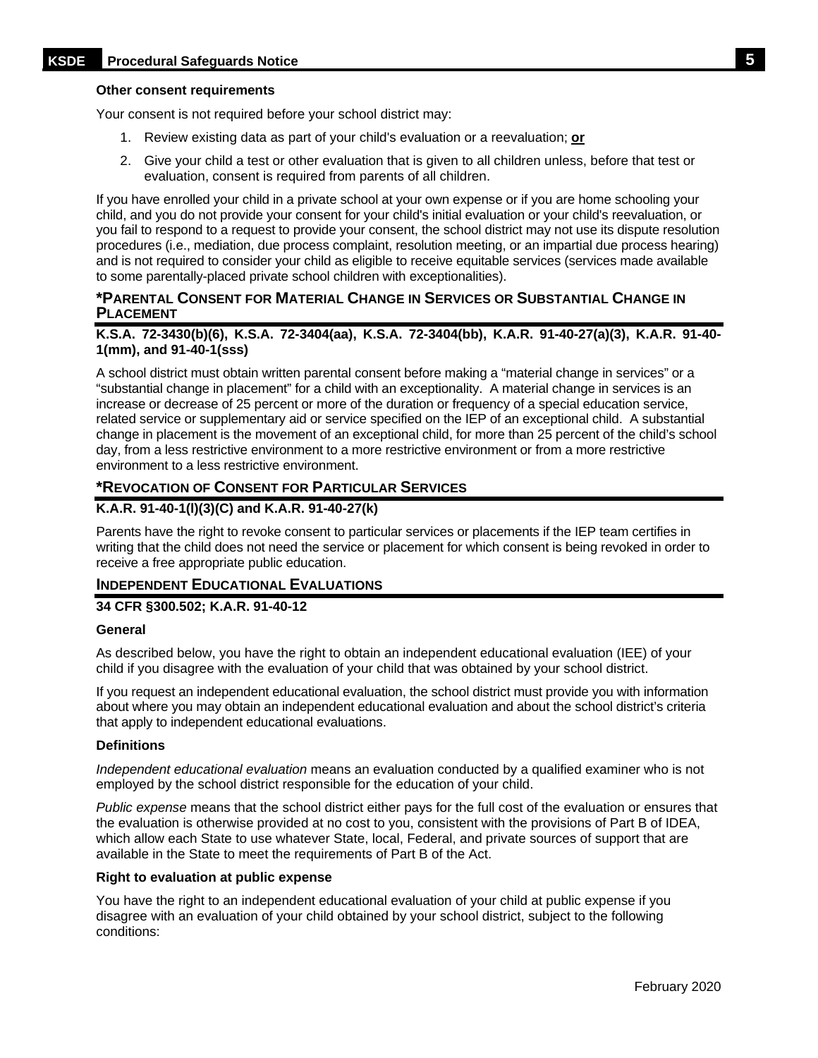#### Other consent requirements

Your consent is not required before your school district may:

1. Review existing data as part of your child's evaluation or a reevaluation; **or**
2. Give your child a test or other evaluation that is given to all children unless, before that test or evaluation, consent is required from parents of all children.

If you have enrolled your child in a private school at your own expense or if you are home schooling your child, and you do not provide your consent for your child's initial evaluation or your child's reevaluation, or you fail to respond to a request to provide your consent, the school district may not use its dispute resolution procedures (i.e., mediation, due process complaint, resolution meeting, or an impartial due process hearing) and is not required to consider your child as eligible to receive equitable services (services made available to some parentally-placed private school children with exceptionalities).

### *Parental Consent for Material Change in Services or Substantial Change in Placement

**K.S.A. 72-3430(b)(6), K.S.A. 72-3404(aa), K.S.A. 72-3404(bb), K.A.R. 91-40-27(a)(3), K.A.R. 91-40-1(mm), and 91-40-1(sss)**

A school district must obtain written parental consent before making a "material change in services" or a "substantial change in placement" for a child with an exceptionality. A material change in services is an increase or decrease of 25 percent or more of the duration or frequency of a special education service, related service or supplementary aid or service specified on the IEP of an exceptional child. A substantial change in placement is the movement of an exceptional child, for more than 25 percent of the child's school day, from a less restrictive environment to a more restrictive environment or from a more restrictive environment to a less restrictive environment.

### *Revocation of Consent for Particular Services

**K.A.R. 91-40-1(l)(3)(C) and K.A.R. 91-40-27(k)**

Parents have the right to revoke consent to particular services or placements if the IEP team certifies in writing that the child does not need the service or placement for which consent is being revoked in order to receive a free appropriate public education.

### Independent Educational Evaluations

**34 CFR §300.502; K.A.R. 91-40-12**

#### General

As described below, you have the right to obtain an independent educational evaluation (IEE) of your child if you disagree with the evaluation of your child that was obtained by your school district.

If you request an independent educational evaluation, the school district must provide you with information about where you may obtain an independent educational evaluation and about the school district's criteria that apply to independent educational evaluations.

#### Definitions

*Independent educational evaluation* means an evaluation conducted by a qualified examiner who is not employed by the school district responsible for the education of your child.

*Public expense* means that the school district either pays for the full cost of the evaluation or ensures that the evaluation is otherwise provided at no cost to you, consistent with the provisions of Part B of IDEA, which allow each State to use whatever State, local, Federal, and private sources of support that are available in the State to meet the requirements of Part B of the Act.

#### Right to evaluation at public expense

You have the right to an independent educational evaluation of your child at public expense if you disagree with an evaluation of your child obtained by your school district, subject to the following conditions: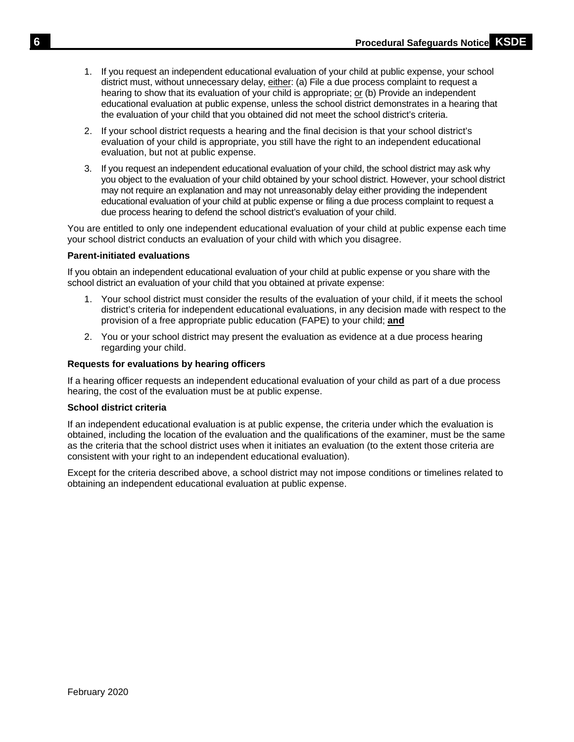1. If you request an independent educational evaluation of your child at public expense, your school district must, without unnecessary delay, either: (a) File a due process complaint to request a hearing to show that its evaluation of your child is appropriate; or (b) Provide an independent educational evaluation at public expense, unless the school district demonstrates in a hearing that the evaluation of your child that you obtained did not meet the school district's criteria.
2. If your school district requests a hearing and the final decision is that your school district's evaluation of your child is appropriate, you still have the right to an independent educational evaluation, but not at public expense.
3. If you request an independent educational evaluation of your child, the school district may ask why you object to the evaluation of your child obtained by your school district. However, your school district may not require an explanation and may not unreasonably delay either providing the independent educational evaluation of your child at public expense or filing a due process complaint to request a due process hearing to defend the school district's evaluation of your child.

You are entitled to only one independent educational evaluation of your child at public expense each time your school district conducts an evaluation of your child with which you disagree.

**Parent-initiated evaluations**

If you obtain an independent educational evaluation of your child at public expense or you share with the school district an evaluation of your child that you obtained at private expense:

1. Your school district must consider the results of the evaluation of your child, if it meets the school district's criteria for independent educational evaluations, in any decision made with respect to the provision of a free appropriate public education (FAPE) to your child; **and**
2. You or your school district may present the evaluation as evidence at a due process hearing regarding your child.

**Requests for evaluations by hearing officers**

If a hearing officer requests an independent educational evaluation of your child as part of a due process hearing, the cost of the evaluation must be at public expense.

**School district criteria**

If an independent educational evaluation is at public expense, the criteria under which the evaluation is obtained, including the location of the evaluation and the qualifications of the examiner, must be the same as the criteria that the school district uses when it initiates an evaluation (to the extent those criteria are consistent with your right to an independent educational evaluation).

Except for the criteria described above, a school district may not impose conditions or timelines related to obtaining an independent educational evaluation at public expense.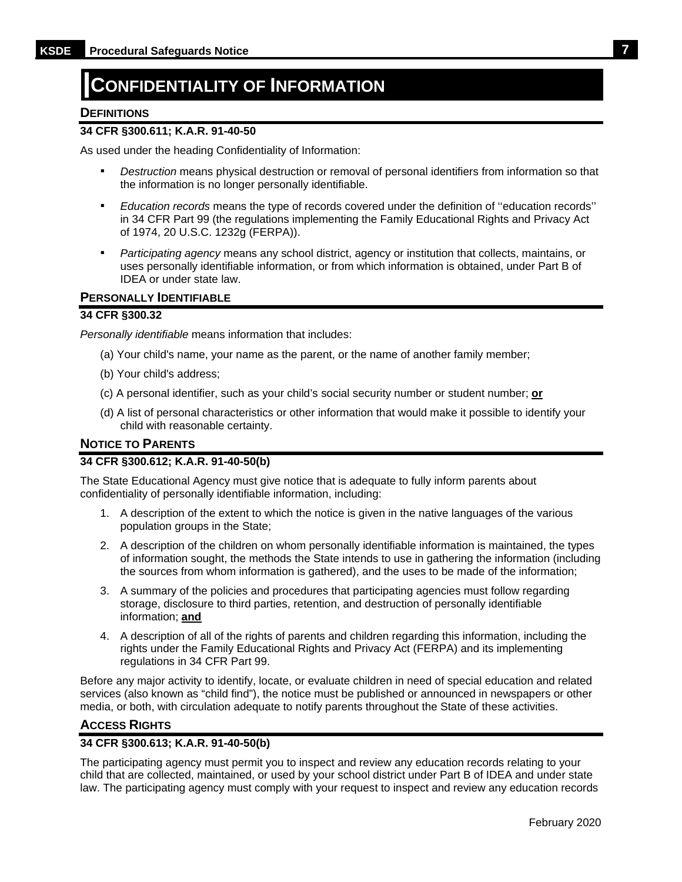# CONFIDENTIALITY OF INFORMATION

## DEFINITIONS

**34 CFR §300.611; K.A.R. 91-40-50**

As used under the heading Confidentiality of Information:

- *Destruction* means physical destruction or removal of personal identifiers from information so that the information is no longer personally identifiable.
- *Education records* means the type of records covered under the definition of ''education records'' in 34 CFR Part 99 (the regulations implementing the Family Educational Rights and Privacy Act of 1974, 20 U.S.C. 1232g (FERPA)).
- *Participating agency* means any school district, agency or institution that collects, maintains, or uses personally identifiable information, or from which information is obtained, under Part B of IDEA or under state law.

## PERSONALLY IDENTIFIABLE

**34 CFR §300.32**

*Personally identifiable* means information that includes:

(a) Your child's name, your name as the parent, or the name of another family member;

(b) Your child's address;

(c) A personal identifier, such as your child's social security number or student number; **or**

(d) A list of personal characteristics or other information that would make it possible to identify your child with reasonable certainty.

## NOTICE TO PARENTS

**34 CFR §300.612; K.A.R. 91-40-50(b)**

The State Educational Agency must give notice that is adequate to fully inform parents about confidentiality of personally identifiable information, including:

1. A description of the extent to which the notice is given in the native languages of the various population groups in the State;
2. A description of the children on whom personally identifiable information is maintained, the types of information sought, the methods the State intends to use in gathering the information (including the sources from whom information is gathered), and the uses to be made of the information;
3. A summary of the policies and procedures that participating agencies must follow regarding storage, disclosure to third parties, retention, and destruction of personally identifiable information; **and**
4. A description of all of the rights of parents and children regarding this information, including the rights under the Family Educational Rights and Privacy Act (FERPA) and its implementing regulations in 34 CFR Part 99.

Before any major activity to identify, locate, or evaluate children in need of special education and related services (also known as "child find"), the notice must be published or announced in newspapers or other media, or both, with circulation adequate to notify parents throughout the State of these activities.

## ACCESS RIGHTS

**34 CFR §300.613; K.A.R. 91-40-50(b)**

The participating agency must permit you to inspect and review any education records relating to your child that are collected, maintained, or used by your school district under Part B of IDEA and under state law. The participating agency must comply with your request to inspect and review any education records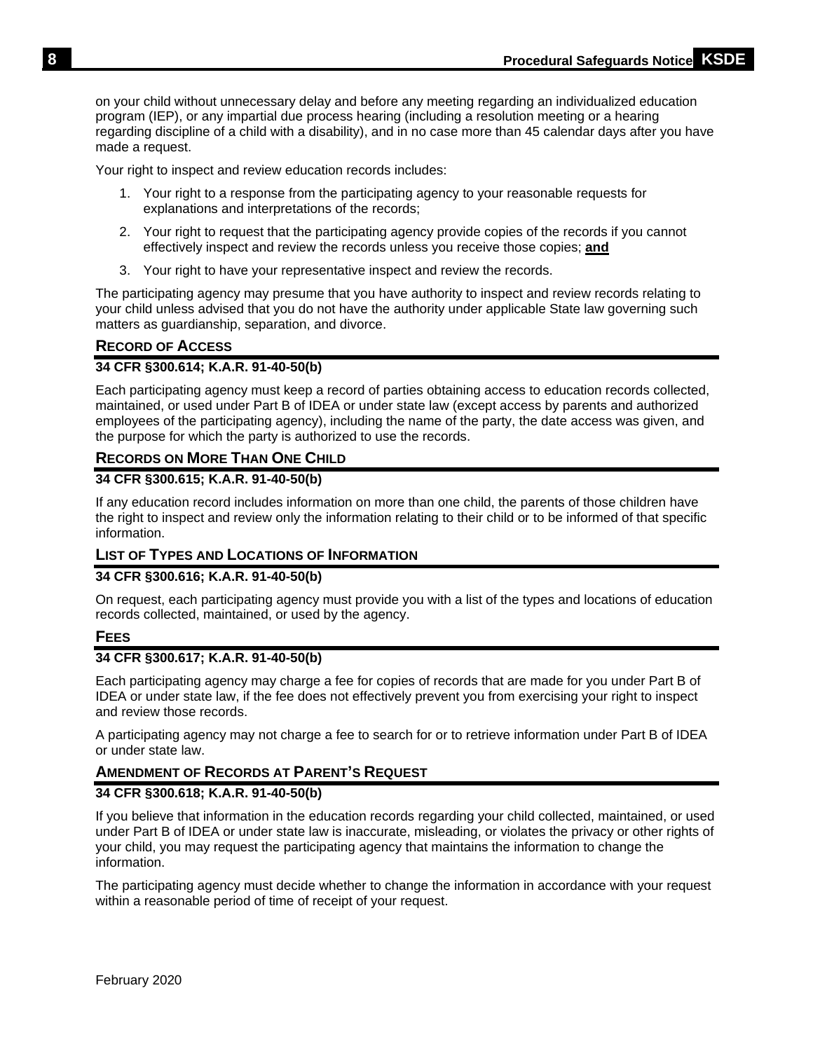on your child without unnecessary delay and before any meeting regarding an individualized education program (IEP), or any impartial due process hearing (including a resolution meeting or a hearing regarding discipline of a child with a disability), and in no case more than 45 calendar days after you have made a request.

Your right to inspect and review education records includes:

1. Your right to a response from the participating agency to your reasonable requests for explanations and interpretations of the records;
2. Your right to request that the participating agency provide copies of the records if you cannot effectively inspect and review the records unless you receive those copies; **and**
3. Your right to have your representative inspect and review the records.

The participating agency may presume that you have authority to inspect and review records relating to your child unless advised that you do not have the authority under applicable State law governing such matters as guardianship, separation, and divorce.

### Record of Access

**34 CFR §300.614; K.A.R. 91-40-50(b)**

Each participating agency must keep a record of parties obtaining access to education records collected, maintained, or used under Part B of IDEA or under state law (except access by parents and authorized employees of the participating agency), including the name of the party, the date access was given, and the purpose for which the party is authorized to use the records.

### Records on More Than One Child

**34 CFR §300.615; K.A.R. 91-40-50(b)**

If any education record includes information on more than one child, the parents of those children have the right to inspect and review only the information relating to their child or to be informed of that specific information.

### List of Types and Locations of Information

**34 CFR §300.616; K.A.R. 91-40-50(b)**

On request, each participating agency must provide you with a list of the types and locations of education records collected, maintained, or used by the agency.

### Fees

**34 CFR §300.617; K.A.R. 91-40-50(b)**

Each participating agency may charge a fee for copies of records that are made for you under Part B of IDEA or under state law, if the fee does not effectively prevent you from exercising your right to inspect and review those records.

A participating agency may not charge a fee to search for or to retrieve information under Part B of IDEA or under state law.

### Amendment of Records at Parent's Request

**34 CFR §300.618; K.A.R. 91-40-50(b)**

If you believe that information in the education records regarding your child collected, maintained, or used under Part B of IDEA or under state law is inaccurate, misleading, or violates the privacy or other rights of your child, you may request the participating agency that maintains the information to change the information.

The participating agency must decide whether to change the information in accordance with your request within a reasonable period of time of receipt of your request.

February 2020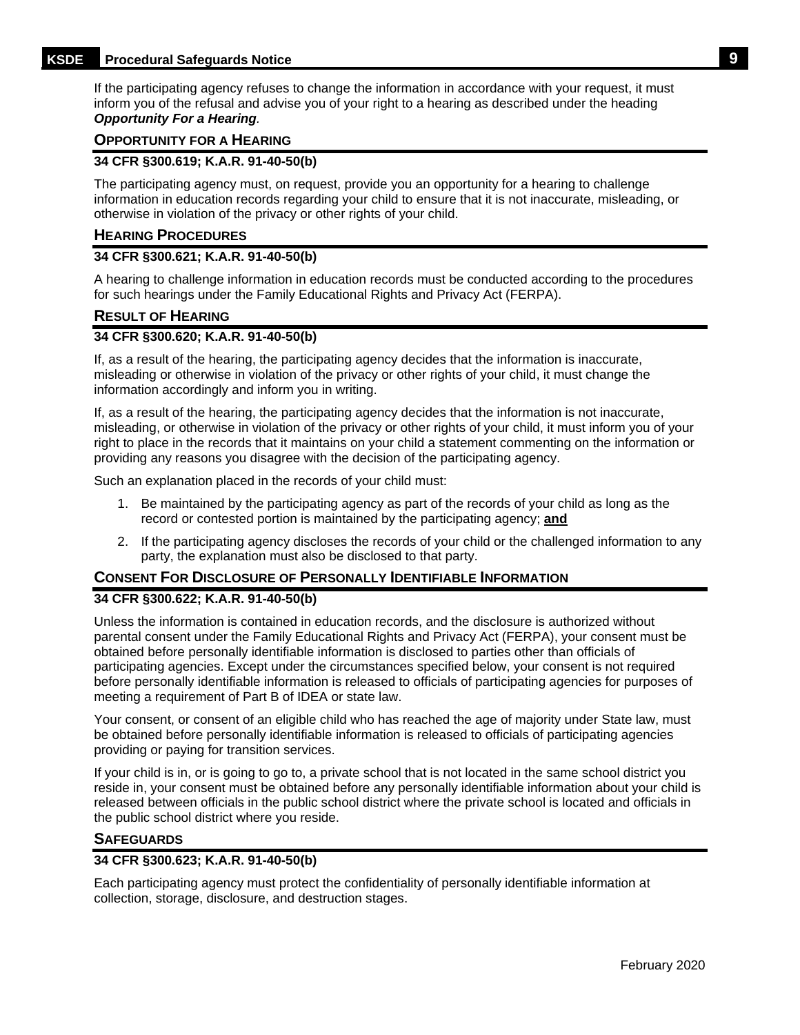If the participating agency refuses to change the information in accordance with your request, it must inform you of the refusal and advise you of your right to a hearing as described under the heading ***Opportunity For a Hearing***.

## Opportunity for a Hearing

**34 CFR §300.619; K.A.R. 91-40-50(b)**

The participating agency must, on request, provide you an opportunity for a hearing to challenge information in education records regarding your child to ensure that it is not inaccurate, misleading, or otherwise in violation of the privacy or other rights of your child.

## Hearing Procedures

**34 CFR §300.621; K.A.R. 91-40-50(b)**

A hearing to challenge information in education records must be conducted according to the procedures for such hearings under the Family Educational Rights and Privacy Act (FERPA).

## Result of Hearing

**34 CFR §300.620; K.A.R. 91-40-50(b)**

If, as a result of the hearing, the participating agency decides that the information is inaccurate, misleading or otherwise in violation of the privacy or other rights of your child, it must change the information accordingly and inform you in writing.

If, as a result of the hearing, the participating agency decides that the information is not inaccurate, misleading, or otherwise in violation of the privacy or other rights of your child, it must inform you of your right to place in the records that it maintains on your child a statement commenting on the information or providing any reasons you disagree with the decision of the participating agency.

Such an explanation placed in the records of your child must:

1. Be maintained by the participating agency as part of the records of your child as long as the record or contested portion is maintained by the participating agency; **and**
2. If the participating agency discloses the records of your child or the challenged information to any party, the explanation must also be disclosed to that party.

## Consent For Disclosure of Personally Identifiable Information

**34 CFR §300.622; K.A.R. 91-40-50(b)**

Unless the information is contained in education records, and the disclosure is authorized without parental consent under the Family Educational Rights and Privacy Act (FERPA), your consent must be obtained before personally identifiable information is disclosed to parties other than officials of participating agencies. Except under the circumstances specified below, your consent is not required before personally identifiable information is released to officials of participating agencies for purposes of meeting a requirement of Part B of IDEA or state law.

Your consent, or consent of an eligible child who has reached the age of majority under State law, must be obtained before personally identifiable information is released to officials of participating agencies providing or paying for transition services.

If your child is in, or is going to go to, a private school that is not located in the same school district you reside in, your consent must be obtained before any personally identifiable information about your child is released between officials in the public school district where the private school is located and officials in the public school district where you reside.

## Safeguards

**34 CFR §300.623; K.A.R. 91-40-50(b)**

Each participating agency must protect the confidentiality of personally identifiable information at collection, storage, disclosure, and destruction stages.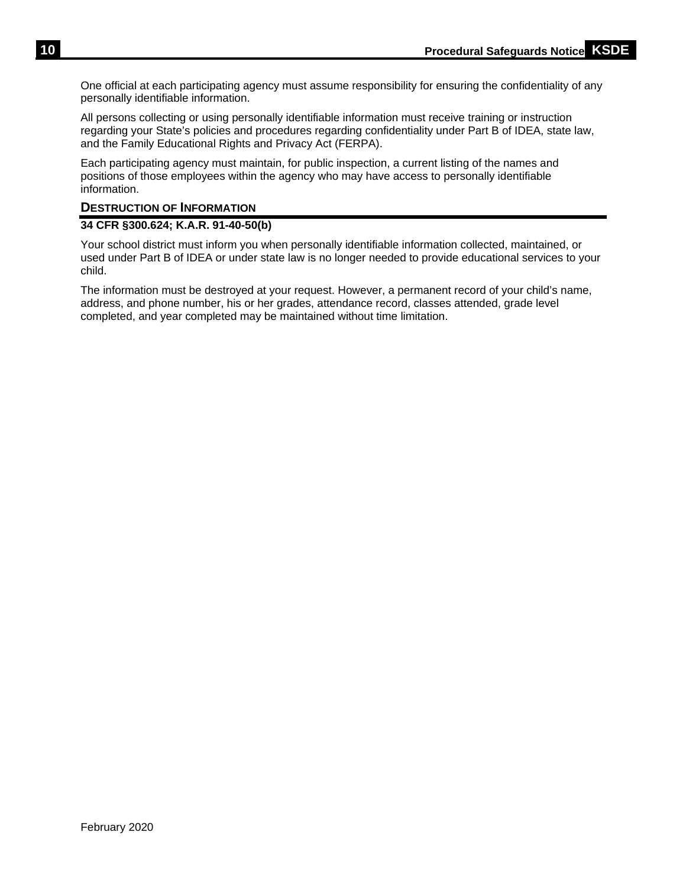One official at each participating agency must assume responsibility for ensuring the confidentiality of any personally identifiable information.

All persons collecting or using personally identifiable information must receive training or instruction regarding your State's policies and procedures regarding confidentiality under Part B of IDEA, state law, and the Family Educational Rights and Privacy Act (FERPA).

Each participating agency must maintain, for public inspection, a current listing of the names and positions of those employees within the agency who may have access to personally identifiable information.

## DESTRUCTION OF INFORMATION

**34 CFR §300.624; K.A.R. 91-40-50(b)**

Your school district must inform you when personally identifiable information collected, maintained, or used under Part B of IDEA or under state law is no longer needed to provide educational services to your child.

The information must be destroyed at your request. However, a permanent record of your child's name, address, and phone number, his or her grades, attendance record, classes attended, grade level completed, and year completed may be maintained without time limitation.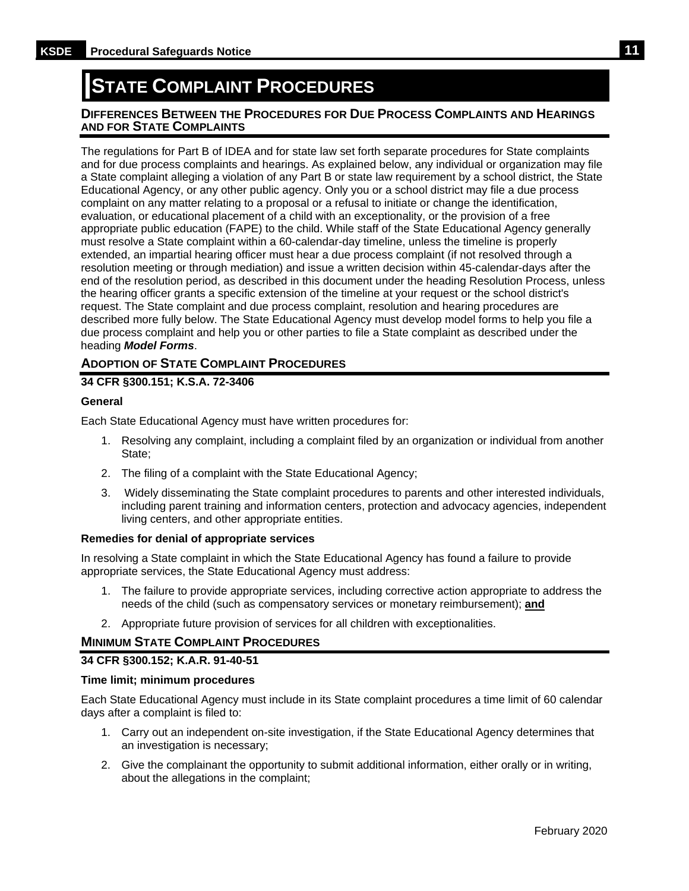# State Complaint Procedures

## Differences Between the Procedures for Due Process Complaints and Hearings and for State Complaints

The regulations for Part B of IDEA and for state law set forth separate procedures for State complaints and for due process complaints and hearings. As explained below, any individual or organization may file a State complaint alleging a violation of any Part B or state law requirement by a school district, the State Educational Agency, or any other public agency. Only you or a school district may file a due process complaint on any matter relating to a proposal or a refusal to initiate or change the identification, evaluation, or educational placement of a child with an exceptionality, or the provision of a free appropriate public education (FAPE) to the child. While staff of the State Educational Agency generally must resolve a State complaint within a 60-calendar-day timeline, unless the timeline is properly extended, an impartial hearing officer must hear a due process complaint (if not resolved through a resolution meeting or through mediation) and issue a written decision within 45-calendar-days after the end of the resolution period, as described in this document under the heading Resolution Process, unless the hearing officer grants a specific extension of the timeline at your request or the school district's request. The State complaint and due process complaint, resolution and hearing procedures are described more fully below. The State Educational Agency must develop model forms to help you file a due process complaint and help you or other parties to file a State complaint as described under the heading ***Model Forms***.

## Adoption of State Complaint Procedures

**34 CFR §300.151; K.S.A. 72-3406**

**General**

Each State Educational Agency must have written procedures for:

1. Resolving any complaint, including a complaint filed by an organization or individual from another State;
2. The filing of a complaint with the State Educational Agency;
3. Widely disseminating the State complaint procedures to parents and other interested individuals, including parent training and information centers, protection and advocacy agencies, independent living centers, and other appropriate entities.

**Remedies for denial of appropriate services**

In resolving a State complaint in which the State Educational Agency has found a failure to provide appropriate services, the State Educational Agency must address:

1. The failure to provide appropriate services, including corrective action appropriate to address the needs of the child (such as compensatory services or monetary reimbursement); **and**
2. Appropriate future provision of services for all children with exceptionalities.

## Minimum State Complaint Procedures

**34 CFR §300.152; K.A.R. 91-40-51**

**Time limit; minimum procedures**

Each State Educational Agency must include in its State complaint procedures a time limit of 60 calendar days after a complaint is filed to:

1. Carry out an independent on-site investigation, if the State Educational Agency determines that an investigation is necessary;
2. Give the complainant the opportunity to submit additional information, either orally or in writing, about the allegations in the complaint;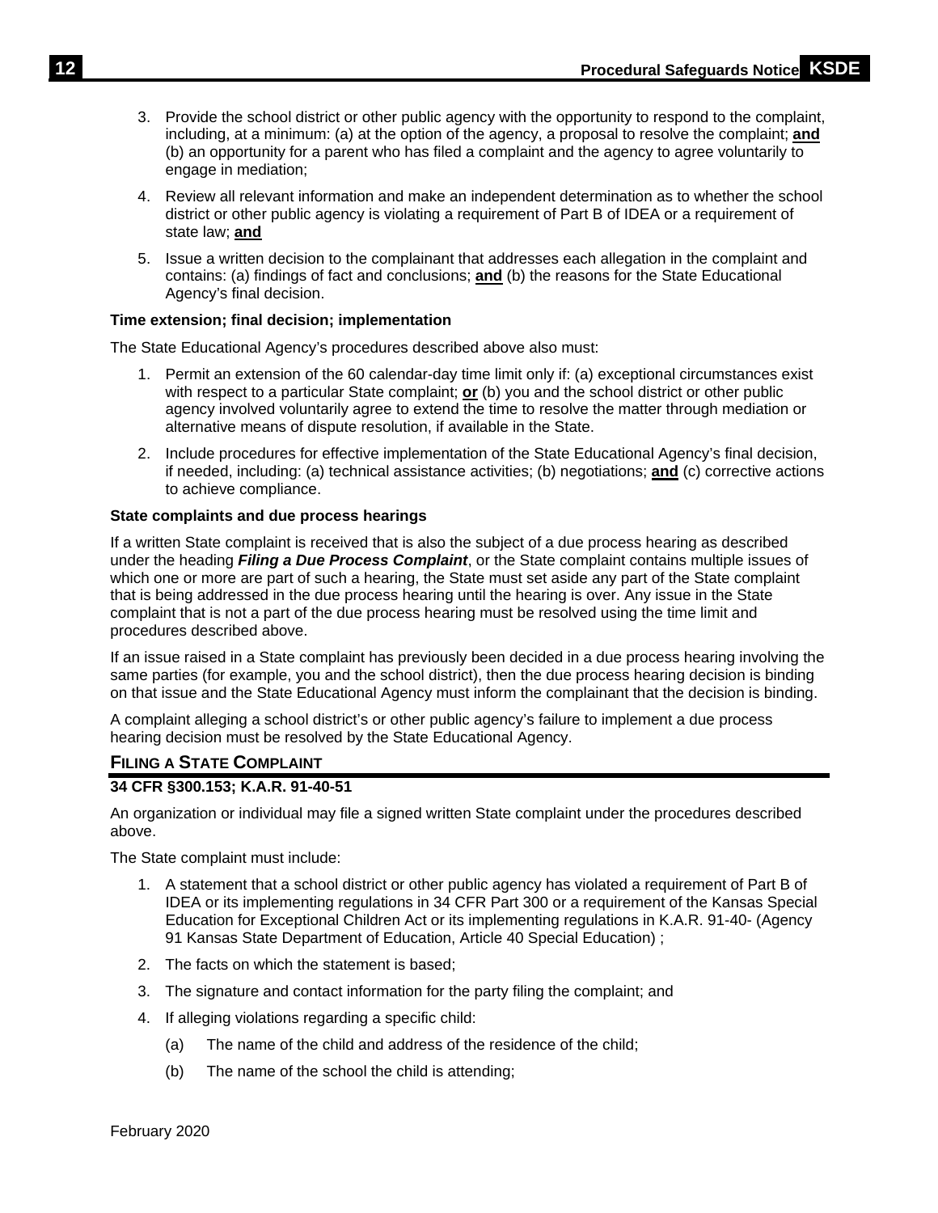3. Provide the school district or other public agency with the opportunity to respond to the complaint, including, at a minimum: (a) at the option of the agency, a proposal to resolve the complaint; **and** (b) an opportunity for a parent who has filed a complaint and the agency to agree voluntarily to engage in mediation;

4. Review all relevant information and make an independent determination as to whether the school district or other public agency is violating a requirement of Part B of IDEA or a requirement of state law; **and**

5. Issue a written decision to the complainant that addresses each allegation in the complaint and contains: (a) findings of fact and conclusions; **and** (b) the reasons for the State Educational Agency's final decision.

**Time extension; final decision; implementation**

The State Educational Agency's procedures described above also must:

1. Permit an extension of the 60 calendar-day time limit only if: (a) exceptional circumstances exist with respect to a particular State complaint; **or** (b) you and the school district or other public agency involved voluntarily agree to extend the time to resolve the matter through mediation or alternative means of dispute resolution, if available in the State.

2. Include procedures for effective implementation of the State Educational Agency's final decision, if needed, including: (a) technical assistance activities; (b) negotiations; **and** (c) corrective actions to achieve compliance.

**State complaints and due process hearings**

If a written State complaint is received that is also the subject of a due process hearing as described under the heading ***Filing a Due Process Complaint***, or the State complaint contains multiple issues of which one or more are part of such a hearing, the State must set aside any part of the State complaint that is being addressed in the due process hearing until the hearing is over. Any issue in the State complaint that is not a part of the due process hearing must be resolved using the time limit and procedures described above.

If an issue raised in a State complaint has previously been decided in a due process hearing involving the same parties (for example, you and the school district), then the due process hearing decision is binding on that issue and the State Educational Agency must inform the complainant that the decision is binding.

A complaint alleging a school district's or other public agency's failure to implement a due process hearing decision must be resolved by the State Educational Agency.

## FILING A STATE COMPLAINT

**34 CFR §300.153; K.A.R. 91-40-51**

An organization or individual may file a signed written State complaint under the procedures described above.

The State complaint must include:

1. A statement that a school district or other public agency has violated a requirement of Part B of IDEA or its implementing regulations in 34 CFR Part 300 or a requirement of the Kansas Special Education for Exceptional Children Act or its implementing regulations in K.A.R. 91-40- (Agency 91 Kansas State Department of Education, Article 40 Special Education) ;

2. The facts on which the statement is based;

3. The signature and contact information for the party filing the complaint; and

4. If alleging violations regarding a specific child:

   (a) The name of the child and address of the residence of the child;

   (b) The name of the school the child is attending;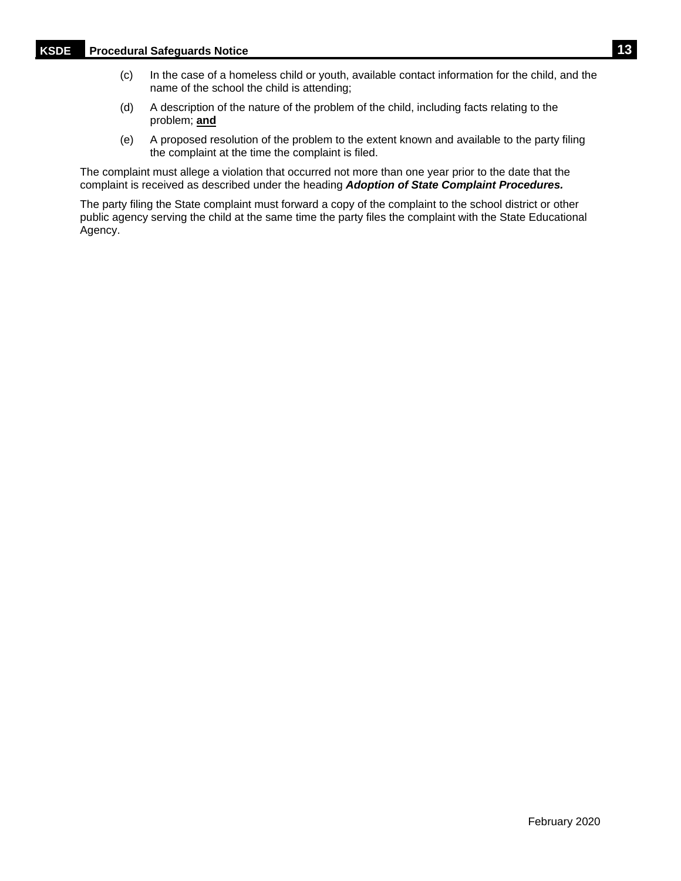(c) In the case of a homeless child or youth, available contact information for the child, and the name of the school the child is attending;

(d) A description of the nature of the problem of the child, including facts relating to the problem; **and**

(e) A proposed resolution of the problem to the extent known and available to the party filing the complaint at the time the complaint is filed.

The complaint must allege a violation that occurred not more than one year prior to the date that the complaint is received as described under the heading ***Adoption of State Complaint Procedures.***

The party filing the State complaint must forward a copy of the complaint to the school district or other public agency serving the child at the same time the party files the complaint with the State Educational Agency.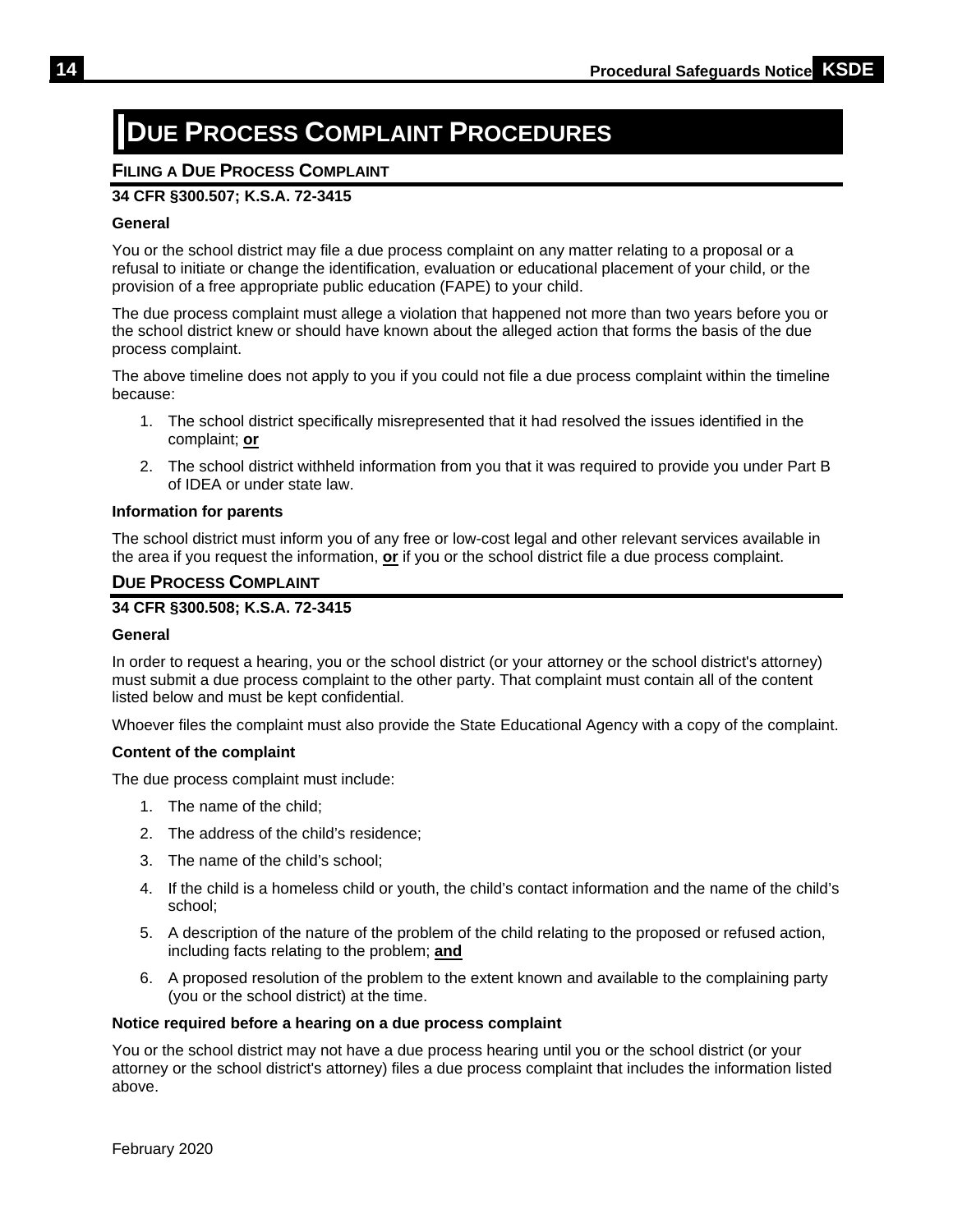# Due Process Complaint Procedures

## Filing a Due Process Complaint

**34 CFR §300.507; K.S.A. 72-3415**

### General

You or the school district may file a due process complaint on any matter relating to a proposal or a refusal to initiate or change the identification, evaluation or educational placement of your child, or the provision of a free appropriate public education (FAPE) to your child.

The due process complaint must allege a violation that happened not more than two years before you or the school district knew or should have known about the alleged action that forms the basis of the due process complaint.

The above timeline does not apply to you if you could not file a due process complaint within the timeline because:

1. The school district specifically misrepresented that it had resolved the issues identified in the complaint; **or**
2. The school district withheld information from you that it was required to provide you under Part B of IDEA or under state law.

### Information for parents

The school district must inform you of any free or low-cost legal and other relevant services available in the area if you request the information, **or** if you or the school district file a due process complaint.

## Due Process Complaint

**34 CFR §300.508; K.S.A. 72-3415**

### General

In order to request a hearing, you or the school district (or your attorney or the school district's attorney) must submit a due process complaint to the other party. That complaint must contain all of the content listed below and must be kept confidential.

Whoever files the complaint must also provide the State Educational Agency with a copy of the complaint.

### Content of the complaint

The due process complaint must include:

1. The name of the child;
2. The address of the child's residence;
3. The name of the child's school;
4. If the child is a homeless child or youth, the child's contact information and the name of the child's school;
5. A description of the nature of the problem of the child relating to the proposed or refused action, including facts relating to the problem; **and**
6. A proposed resolution of the problem to the extent known and available to the complaining party (you or the school district) at the time.

### Notice required before a hearing on a due process complaint

You or the school district may not have a due process hearing until you or the school district (or your attorney or the school district's attorney) files a due process complaint that includes the information listed above.

February 2020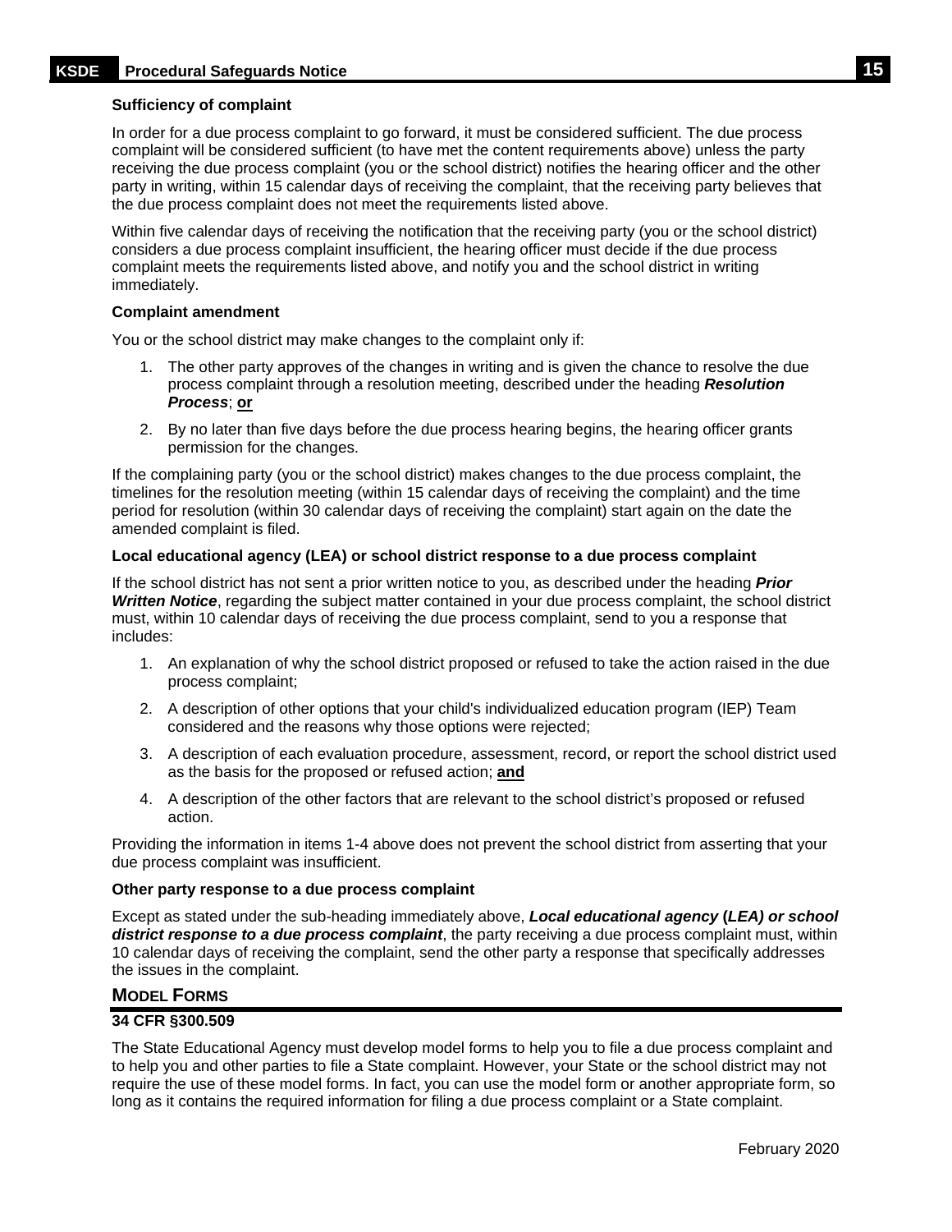**Sufficiency of complaint**

In order for a due process complaint to go forward, it must be considered sufficient. The due process complaint will be considered sufficient (to have met the content requirements above) unless the party receiving the due process complaint (you or the school district) notifies the hearing officer and the other party in writing, within 15 calendar days of receiving the complaint, that the receiving party believes that the due process complaint does not meet the requirements listed above.

Within five calendar days of receiving the notification that the receiving party (you or the school district) considers a due process complaint insufficient, the hearing officer must decide if the due process complaint meets the requirements listed above, and notify you and the school district in writing immediately.

**Complaint amendment**

You or the school district may make changes to the complaint only if:

1. The other party approves of the changes in writing and is given the chance to resolve the due process complaint through a resolution meeting, described under the heading ***Resolution Process***; **or**

2. By no later than five days before the due process hearing begins, the hearing officer grants permission for the changes.

If the complaining party (you or the school district) makes changes to the due process complaint, the timelines for the resolution meeting (within 15 calendar days of receiving the complaint) and the time period for resolution (within 30 calendar days of receiving the complaint) start again on the date the amended complaint is filed.

**Local educational agency (LEA) or school district response to a due process complaint**

If the school district has not sent a prior written notice to you, as described under the heading ***Prior Written Notice***, regarding the subject matter contained in your due process complaint, the school district must, within 10 calendar days of receiving the due process complaint, send to you a response that includes:

1. An explanation of why the school district proposed or refused to take the action raised in the due process complaint;

2. A description of other options that your child's individualized education program (IEP) Team considered and the reasons why those options were rejected;

3. A description of each evaluation procedure, assessment, record, or report the school district used as the basis for the proposed or refused action; **and**

4. A description of the other factors that are relevant to the school district's proposed or refused action.

Providing the information in items 1-4 above does not prevent the school district from asserting that your due process complaint was insufficient.

**Other party response to a due process complaint**

Except as stated under the sub-heading immediately above, ***Local educational agency (LEA) or school district response to a due process complaint***, the party receiving a due process complaint must, within 10 calendar days of receiving the complaint, send the other party a response that specifically addresses the issues in the complaint.

## Model Forms

**34 CFR §300.509**

The State Educational Agency must develop model forms to help you to file a due process complaint and to help you and other parties to file a State complaint. However, your State or the school district may not require the use of these model forms. In fact, you can use the model form or another appropriate form, so long as it contains the required information for filing a due process complaint or a State complaint.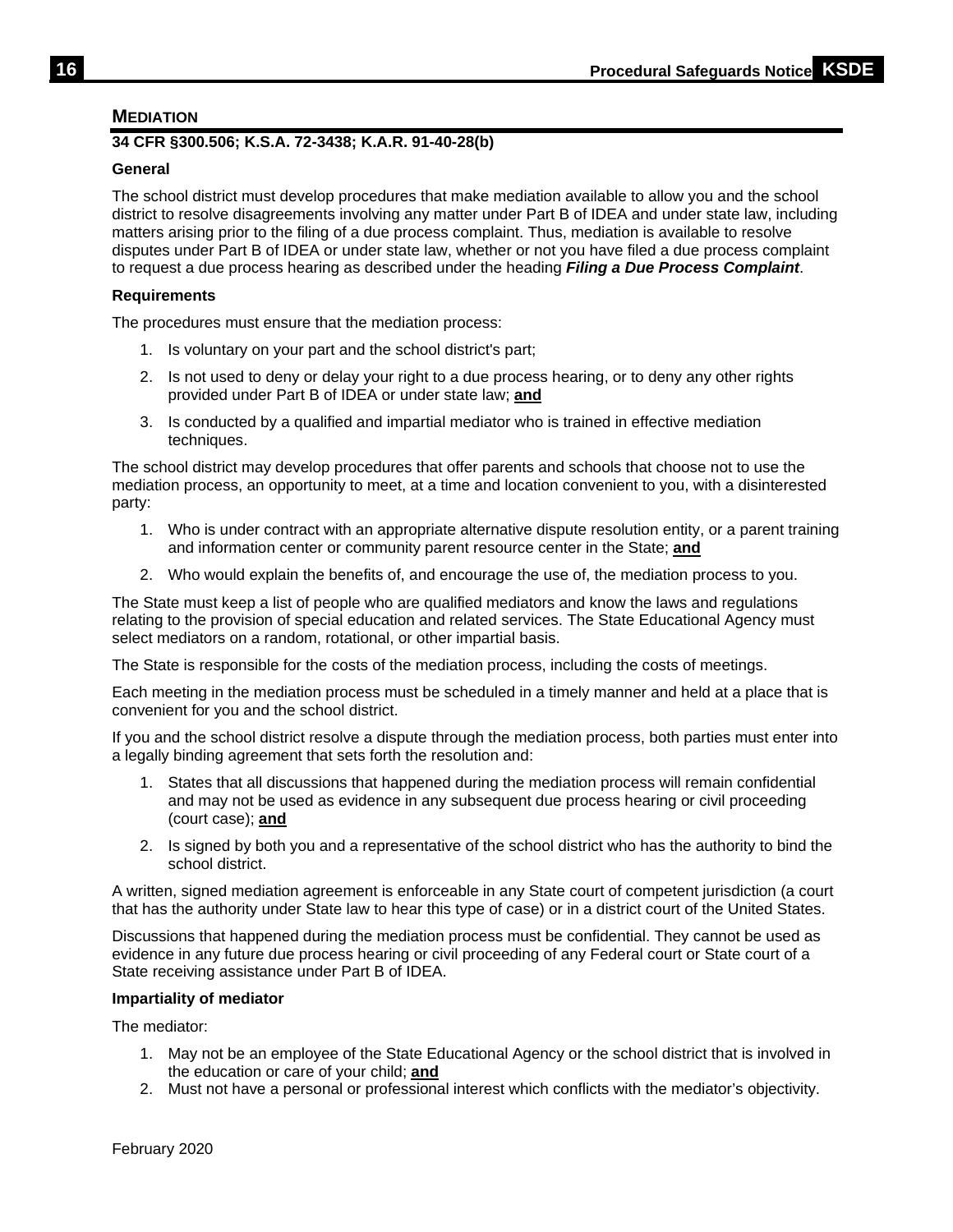## MEDIATION

**34 CFR §300.506; K.S.A. 72-3438; K.A.R. 91-40-28(b)**

### General

The school district must develop procedures that make mediation available to allow you and the school district to resolve disagreements involving any matter under Part B of IDEA and under state law, including matters arising prior to the filing of a due process complaint. Thus, mediation is available to resolve disputes under Part B of IDEA or under state law, whether or not you have filed a due process complaint to request a due process hearing as described under the heading ***Filing a Due Process Complaint***.

### Requirements

The procedures must ensure that the mediation process:

1. Is voluntary on your part and the school district's part;
2. Is not used to deny or delay your right to a due process hearing, or to deny any other rights provided under Part B of IDEA or under state law; **and**
3. Is conducted by a qualified and impartial mediator who is trained in effective mediation techniques.

The school district may develop procedures that offer parents and schools that choose not to use the mediation process, an opportunity to meet, at a time and location convenient to you, with a disinterested party:

1. Who is under contract with an appropriate alternative dispute resolution entity, or a parent training and information center or community parent resource center in the State; **and**
2. Who would explain the benefits of, and encourage the use of, the mediation process to you.

The State must keep a list of people who are qualified mediators and know the laws and regulations relating to the provision of special education and related services. The State Educational Agency must select mediators on a random, rotational, or other impartial basis.

The State is responsible for the costs of the mediation process, including the costs of meetings.

Each meeting in the mediation process must be scheduled in a timely manner and held at a place that is convenient for you and the school district.

If you and the school district resolve a dispute through the mediation process, both parties must enter into a legally binding agreement that sets forth the resolution and:

1. States that all discussions that happened during the mediation process will remain confidential and may not be used as evidence in any subsequent due process hearing or civil proceeding (court case); **and**
2. Is signed by both you and a representative of the school district who has the authority to bind the school district.

A written, signed mediation agreement is enforceable in any State court of competent jurisdiction (a court that has the authority under State law to hear this type of case) or in a district court of the United States.

Discussions that happened during the mediation process must be confidential. They cannot be used as evidence in any future due process hearing or civil proceeding of any Federal court or State court of a State receiving assistance under Part B of IDEA.

### Impartiality of mediator

The mediator:

1. May not be an employee of the State Educational Agency or the school district that is involved in the education or care of your child; **and**
2. Must not have a personal or professional interest which conflicts with the mediator's objectivity.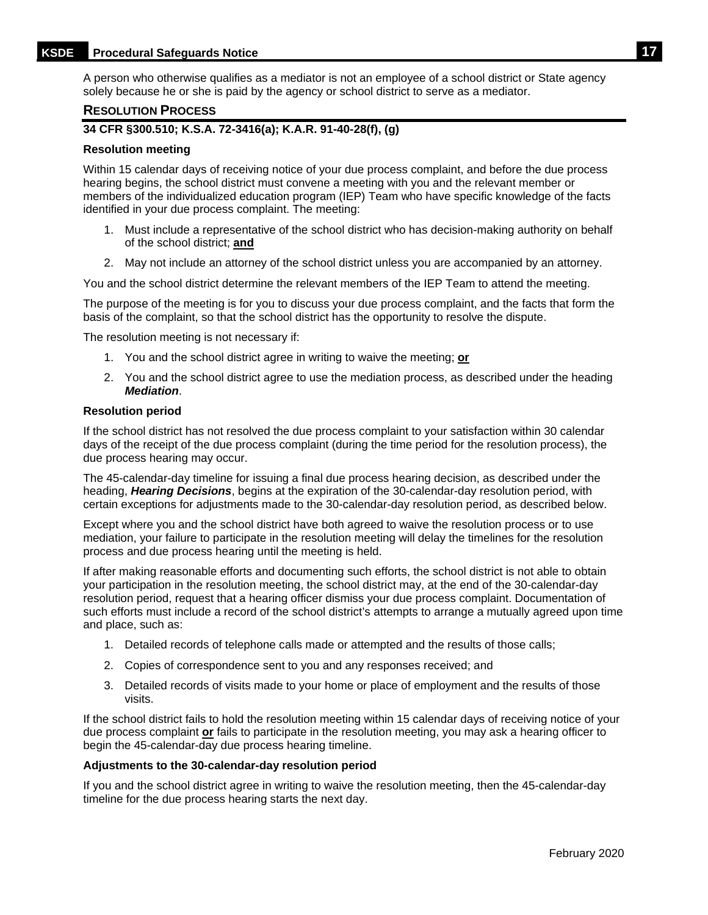A person who otherwise qualifies as a mediator is not an employee of a school district or State agency solely because he or she is paid by the agency or school district to serve as a mediator.

## Resolution Process

**34 CFR §300.510; K.S.A. 72-3416(a); K.A.R. 91-40-28(f), (g)**

### Resolution meeting

Within 15 calendar days of receiving notice of your due process complaint, and before the due process hearing begins, the school district must convene a meeting with you and the relevant member or members of the individualized education program (IEP) Team who have specific knowledge of the facts identified in your due process complaint. The meeting:

1. Must include a representative of the school district who has decision-making authority on behalf of the school district; **and**
2. May not include an attorney of the school district unless you are accompanied by an attorney.

You and the school district determine the relevant members of the IEP Team to attend the meeting.

The purpose of the meeting is for you to discuss your due process complaint, and the facts that form the basis of the complaint, so that the school district has the opportunity to resolve the dispute.

The resolution meeting is not necessary if:

1. You and the school district agree in writing to waive the meeting; **or**
2. You and the school district agree to use the mediation process, as described under the heading ***Mediation***.

### Resolution period

If the school district has not resolved the due process complaint to your satisfaction within 30 calendar days of the receipt of the due process complaint (during the time period for the resolution process), the due process hearing may occur.

The 45-calendar-day timeline for issuing a final due process hearing decision, as described under the heading, ***Hearing Decisions***, begins at the expiration of the 30-calendar-day resolution period, with certain exceptions for adjustments made to the 30-calendar-day resolution period, as described below.

Except where you and the school district have both agreed to waive the resolution process or to use mediation, your failure to participate in the resolution meeting will delay the timelines for the resolution process and due process hearing until the meeting is held.

If after making reasonable efforts and documenting such efforts, the school district is not able to obtain your participation in the resolution meeting, the school district may, at the end of the 30-calendar-day resolution period, request that a hearing officer dismiss your due process complaint. Documentation of such efforts must include a record of the school district's attempts to arrange a mutually agreed upon time and place, such as:

1. Detailed records of telephone calls made or attempted and the results of those calls;
2. Copies of correspondence sent to you and any responses received; and
3. Detailed records of visits made to your home or place of employment and the results of those visits.

If the school district fails to hold the resolution meeting within 15 calendar days of receiving notice of your due process complaint **or** fails to participate in the resolution meeting, you may ask a hearing officer to begin the 45-calendar-day due process hearing timeline.

### Adjustments to the 30-calendar-day resolution period

If you and the school district agree in writing to waive the resolution meeting, then the 45-calendar-day timeline for the due process hearing starts the next day.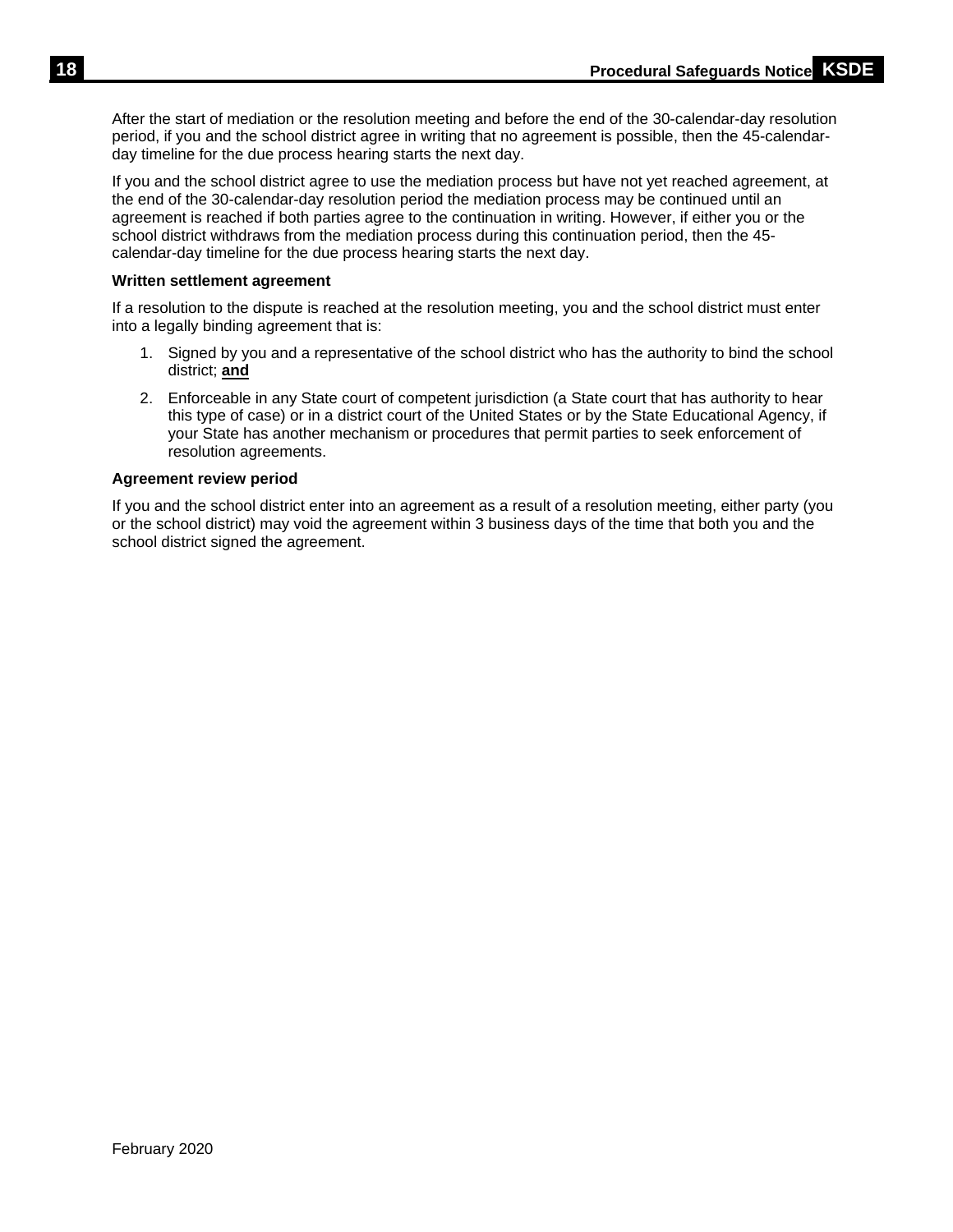After the start of mediation or the resolution meeting and before the end of the 30-calendar-day resolution period, if you and the school district agree in writing that no agreement is possible, then the 45-calendar-day timeline for the due process hearing starts the next day.

If you and the school district agree to use the mediation process but have not yet reached agreement, at the end of the 30-calendar-day resolution period the mediation process may be continued until an agreement is reached if both parties agree to the continuation in writing. However, if either you or the school district withdraws from the mediation process during this continuation period, then the 45-calendar-day timeline for the due process hearing starts the next day.

**Written settlement agreement**

If a resolution to the dispute is reached at the resolution meeting, you and the school district must enter into a legally binding agreement that is:

1. Signed by you and a representative of the school district who has the authority to bind the school district; **and**
2. Enforceable in any State court of competent jurisdiction (a State court that has authority to hear this type of case) or in a district court of the United States or by the State Educational Agency, if your State has another mechanism or procedures that permit parties to seek enforcement of resolution agreements.

**Agreement review period**

If you and the school district enter into an agreement as a result of a resolution meeting, either party (you or the school district) may void the agreement within 3 business days of the time that both you and the school district signed the agreement.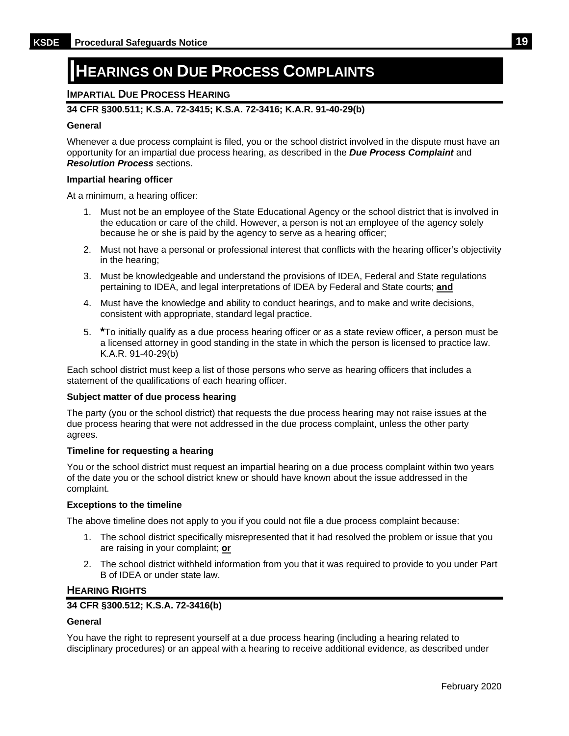# HEARINGS ON DUE PROCESS COMPLAINTS

## IMPARTIAL DUE PROCESS HEARING

**34 CFR §300.511; K.S.A. 72-3415; K.S.A. 72-3416; K.A.R. 91-40-29(b)**

### General

Whenever a due process complaint is filed, you or the school district involved in the dispute must have an opportunity for an impartial due process hearing, as described in the ***Due Process Complaint*** and ***Resolution Process*** sections.

### Impartial hearing officer

At a minimum, a hearing officer:

1. Must not be an employee of the State Educational Agency or the school district that is involved in the education or care of the child. However, a person is not an employee of the agency solely because he or she is paid by the agency to serve as a hearing officer;
2. Must not have a personal or professional interest that conflicts with the hearing officer's objectivity in the hearing;
3. Must be knowledgeable and understand the provisions of IDEA, Federal and State regulations pertaining to IDEA, and legal interpretations of IDEA by Federal and State courts; **and**
4. Must have the knowledge and ability to conduct hearings, and to make and write decisions, consistent with appropriate, standard legal practice.
5. **\***To initially qualify as a due process hearing officer or as a state review officer, a person must be a licensed attorney in good standing in the state in which the person is licensed to practice law. K.A.R. 91-40-29(b)

Each school district must keep a list of those persons who serve as hearing officers that includes a statement of the qualifications of each hearing officer.

### Subject matter of due process hearing

The party (you or the school district) that requests the due process hearing may not raise issues at the due process hearing that were not addressed in the due process complaint, unless the other party agrees.

### Timeline for requesting a hearing

You or the school district must request an impartial hearing on a due process complaint within two years of the date you or the school district knew or should have known about the issue addressed in the complaint.

### Exceptions to the timeline

The above timeline does not apply to you if you could not file a due process complaint because:

1. The school district specifically misrepresented that it had resolved the problem or issue that you are raising in your complaint; **or**
2. The school district withheld information from you that it was required to provide to you under Part B of IDEA or under state law.

## HEARING RIGHTS

**34 CFR §300.512; K.S.A. 72-3416(b)**

### General

You have the right to represent yourself at a due process hearing (including a hearing related to disciplinary procedures) or an appeal with a hearing to receive additional evidence, as described under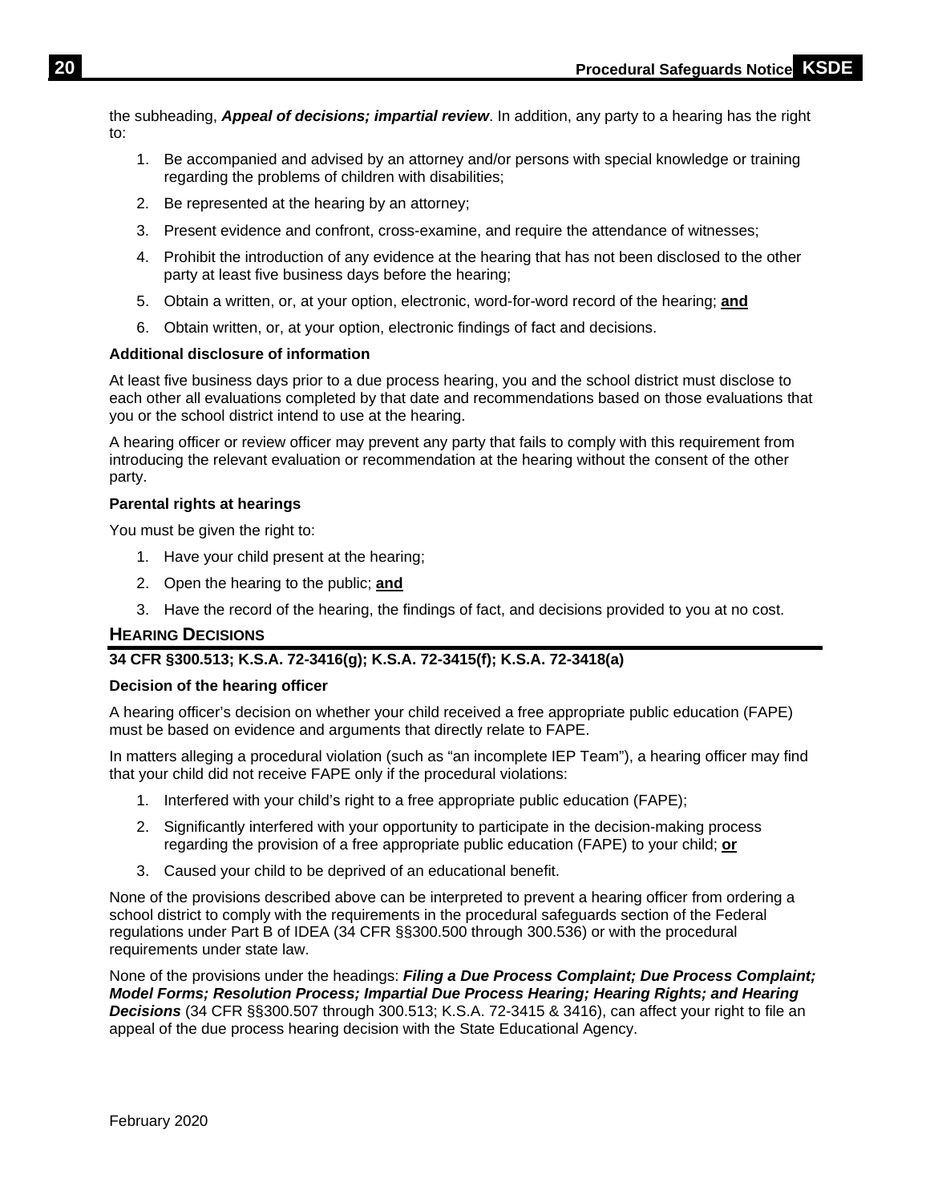the subheading, ***Appeal of decisions; impartial review***. In addition, any party to a hearing has the right to:

1. Be accompanied and advised by an attorney and/or persons with special knowledge or training regarding the problems of children with disabilities;
2. Be represented at the hearing by an attorney;
3. Present evidence and confront, cross-examine, and require the attendance of witnesses;
4. Prohibit the introduction of any evidence at the hearing that has not been disclosed to the other party at least five business days before the hearing;
5. Obtain a written, or, at your option, electronic, word-for-word record of the hearing; **and**
6. Obtain written, or, at your option, electronic findings of fact and decisions.

**Additional disclosure of information**

At least five business days prior to a due process hearing, you and the school district must disclose to each other all evaluations completed by that date and recommendations based on those evaluations that you or the school district intend to use at the hearing.

A hearing officer or review officer may prevent any party that fails to comply with this requirement from introducing the relevant evaluation or recommendation at the hearing without the consent of the other party.

**Parental rights at hearings**

You must be given the right to:

1. Have your child present at the hearing;
2. Open the hearing to the public; **and**
3. Have the record of the hearing, the findings of fact, and decisions provided to you at no cost.

## Hearing Decisions

**34 CFR §300.513; K.S.A. 72-3416(g); K.S.A. 72-3415(f); K.S.A. 72-3418(a)**

**Decision of the hearing officer**

A hearing officer's decision on whether your child received a free appropriate public education (FAPE) must be based on evidence and arguments that directly relate to FAPE.

In matters alleging a procedural violation (such as "an incomplete IEP Team"), a hearing officer may find that your child did not receive FAPE only if the procedural violations:

1. Interfered with your child's right to a free appropriate public education (FAPE);
2. Significantly interfered with your opportunity to participate in the decision-making process regarding the provision of a free appropriate public education (FAPE) to your child; **or**
3. Caused your child to be deprived of an educational benefit.

None of the provisions described above can be interpreted to prevent a hearing officer from ordering a school district to comply with the requirements in the procedural safeguards section of the Federal regulations under Part B of IDEA (34 CFR §§300.500 through 300.536) or with the procedural requirements under state law.

None of the provisions under the headings: ***Filing a Due Process Complaint; Due Process Complaint; Model Forms; Resolution Process; Impartial Due Process Hearing; Hearing Rights; and Hearing Decisions*** (34 CFR §§300.507 through 300.513; K.S.A. 72-3415 & 3416), can affect your right to file an appeal of the due process hearing decision with the State Educational Agency.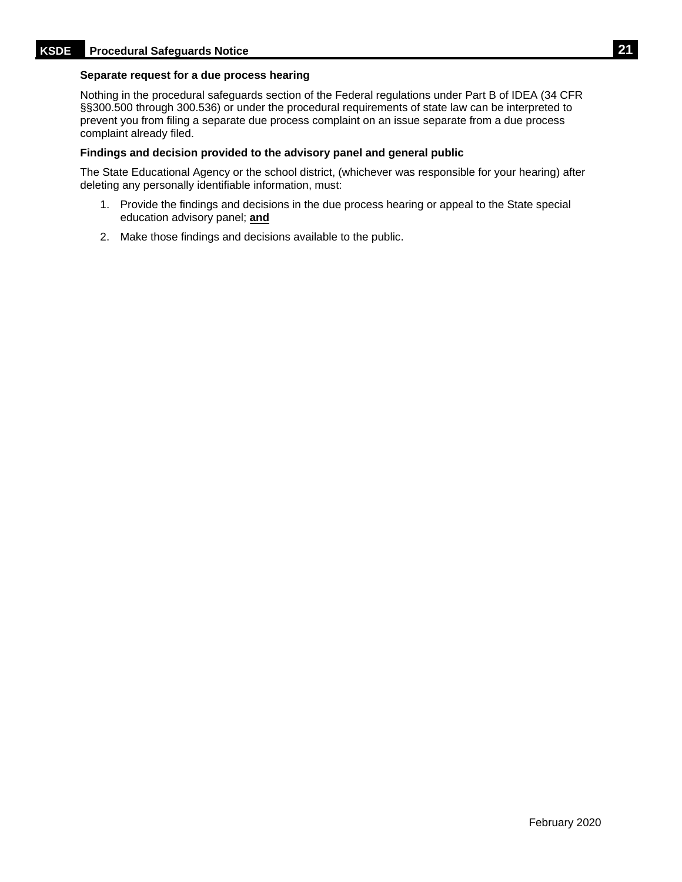**Separate request for a due process hearing**

Nothing in the procedural safeguards section of the Federal regulations under Part B of IDEA (34 CFR §§300.500 through 300.536) or under the procedural requirements of state law can be interpreted to prevent you from filing a separate due process complaint on an issue separate from a due process complaint already filed.

**Findings and decision provided to the advisory panel and general public**

The State Educational Agency or the school district, (whichever was responsible for your hearing) after deleting any personally identifiable information, must:

1. Provide the findings and decisions in the due process hearing or appeal to the State special education advisory panel; **and**
2. Make those findings and decisions available to the public.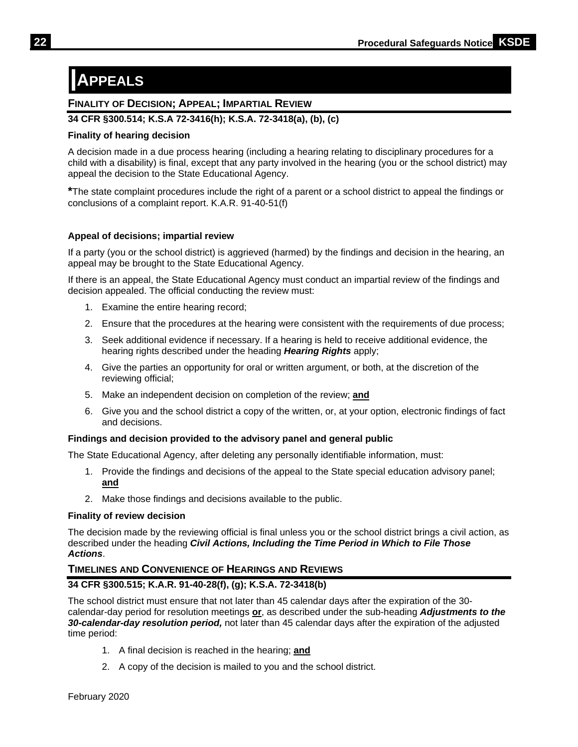# APPEALS

## FINALITY OF DECISION; APPEAL; IMPARTIAL REVIEW

**34 CFR §300.514; K.S.A 72-3416(h); K.S.A. 72-3418(a), (b), (c)**

**Finality of hearing decision**

A decision made in a due process hearing (including a hearing relating to disciplinary procedures for a child with a disability) is final, except that any party involved in the hearing (you or the school district) may appeal the decision to the State Educational Agency.

**\***The state complaint procedures include the right of a parent or a school district to appeal the findings or conclusions of a complaint report. K.A.R. 91-40-51(f)

**Appeal of decisions; impartial review**

If a party (you or the school district) is aggrieved (harmed) by the findings and decision in the hearing, an appeal may be brought to the State Educational Agency.

If there is an appeal, the State Educational Agency must conduct an impartial review of the findings and decision appealed. The official conducting the review must:

1. Examine the entire hearing record;
2. Ensure that the procedures at the hearing were consistent with the requirements of due process;
3. Seek additional evidence if necessary. If a hearing is held to receive additional evidence, the hearing rights described under the heading ***Hearing Rights*** apply;
4. Give the parties an opportunity for oral or written argument, or both, at the discretion of the reviewing official;
5. Make an independent decision on completion of the review; **<u>and</u>**
6. Give you and the school district a copy of the written, or, at your option, electronic findings of fact and decisions.

**Findings and decision provided to the advisory panel and general public**

The State Educational Agency, after deleting any personally identifiable information, must:

1. Provide the findings and decisions of the appeal to the State special education advisory panel; **<u>and</u>**
2. Make those findings and decisions available to the public.

**Finality of review decision**

The decision made by the reviewing official is final unless you or the school district brings a civil action, as described under the heading ***Civil Actions, Including the Time Period in Which to File Those Actions***.

## TIMELINES AND CONVENIENCE OF HEARINGS AND REVIEWS

**34 CFR §300.515; K.A.R. 91-40-28(f), (g); K.S.A. 72-3418(b)**

The school district must ensure that not later than 45 calendar days after the expiration of the 30-calendar-day period for resolution meetings **<u>or</u>**, as described under the sub-heading ***Adjustments to the 30-calendar-day resolution period,*** not later than 45 calendar days after the expiration of the adjusted time period:

1. A final decision is reached in the hearing; **<u>and</u>**
2. A copy of the decision is mailed to you and the school district.

February 2020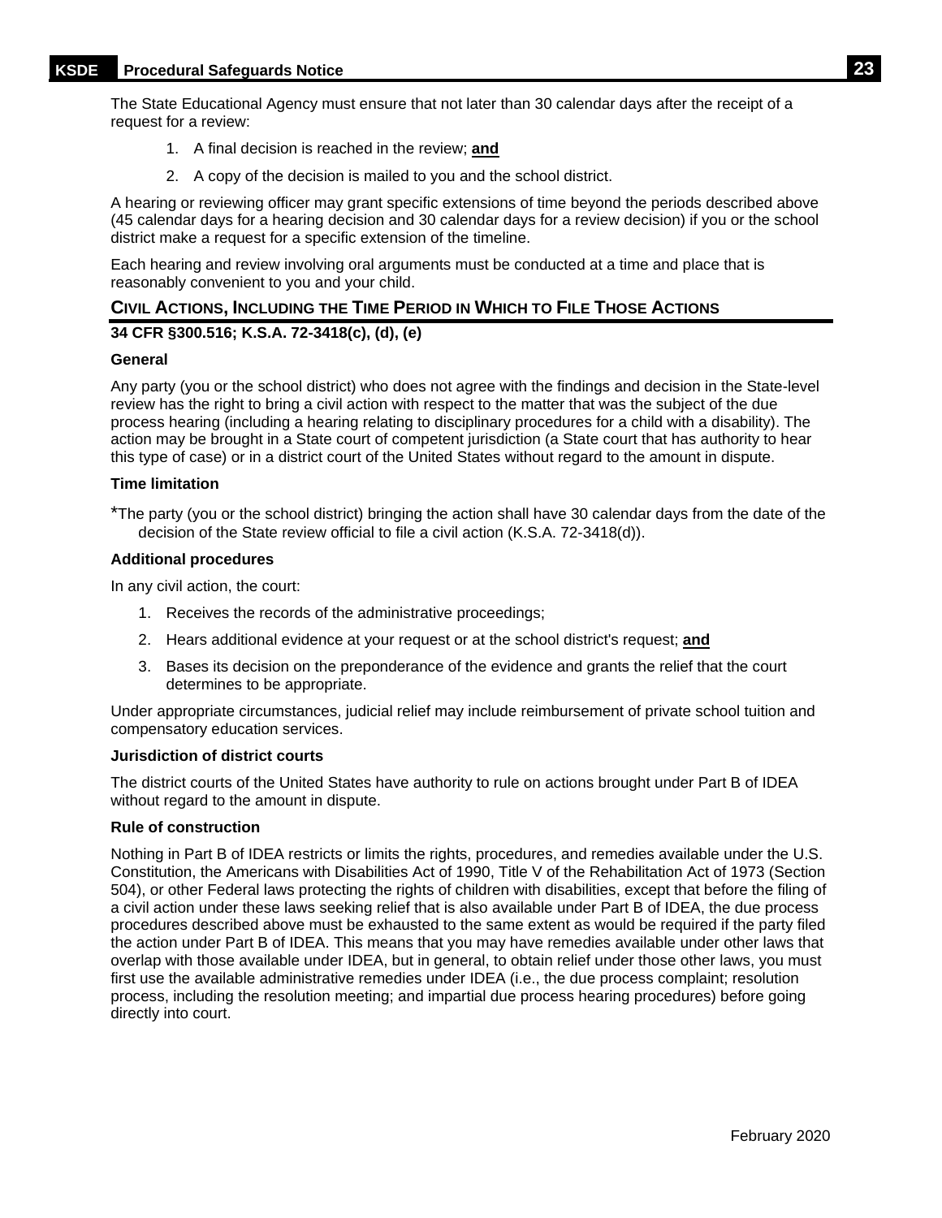The State Educational Agency must ensure that not later than 30 calendar days after the receipt of a request for a review:

1. A final decision is reached in the review; **and**
2. A copy of the decision is mailed to you and the school district.

A hearing or reviewing officer may grant specific extensions of time beyond the periods described above (45 calendar days for a hearing decision and 30 calendar days for a review decision) if you or the school district make a request for a specific extension of the timeline.

Each hearing and review involving oral arguments must be conducted at a time and place that is reasonably convenient to you and your child.

## CIVIL ACTIONS, INCLUDING THE TIME PERIOD IN WHICH TO FILE THOSE ACTIONS

**34 CFR §300.516; K.S.A. 72-3418(c), (d), (e)**

**General**

Any party (you or the school district) who does not agree with the findings and decision in the State-level review has the right to bring a civil action with respect to the matter that was the subject of the due process hearing (including a hearing relating to disciplinary procedures for a child with a disability). The action may be brought in a State court of competent jurisdiction (a State court that has authority to hear this type of case) or in a district court of the United States without regard to the amount in dispute.

**Time limitation**

*The party (you or the school district) bringing the action shall have 30 calendar days from the date of the decision of the State review official to file a civil action (K.S.A. 72-3418(d)).

**Additional procedures**

In any civil action, the court:

1. Receives the records of the administrative proceedings;
2. Hears additional evidence at your request or at the school district's request; **and**
3. Bases its decision on the preponderance of the evidence and grants the relief that the court determines to be appropriate.

Under appropriate circumstances, judicial relief may include reimbursement of private school tuition and compensatory education services.

**Jurisdiction of district courts**

The district courts of the United States have authority to rule on actions brought under Part B of IDEA without regard to the amount in dispute.

**Rule of construction**

Nothing in Part B of IDEA restricts or limits the rights, procedures, and remedies available under the U.S. Constitution, the Americans with Disabilities Act of 1990, Title V of the Rehabilitation Act of 1973 (Section 504), or other Federal laws protecting the rights of children with disabilities, except that before the filing of a civil action under these laws seeking relief that is also available under Part B of IDEA, the due process procedures described above must be exhausted to the same extent as would be required if the party filed the action under Part B of IDEA. This means that you may have remedies available under other laws that overlap with those available under IDEA, but in general, to obtain relief under those other laws, you must first use the available administrative remedies under IDEA (i.e., the due process complaint; resolution process, including the resolution meeting; and impartial due process hearing procedures) before going directly into court.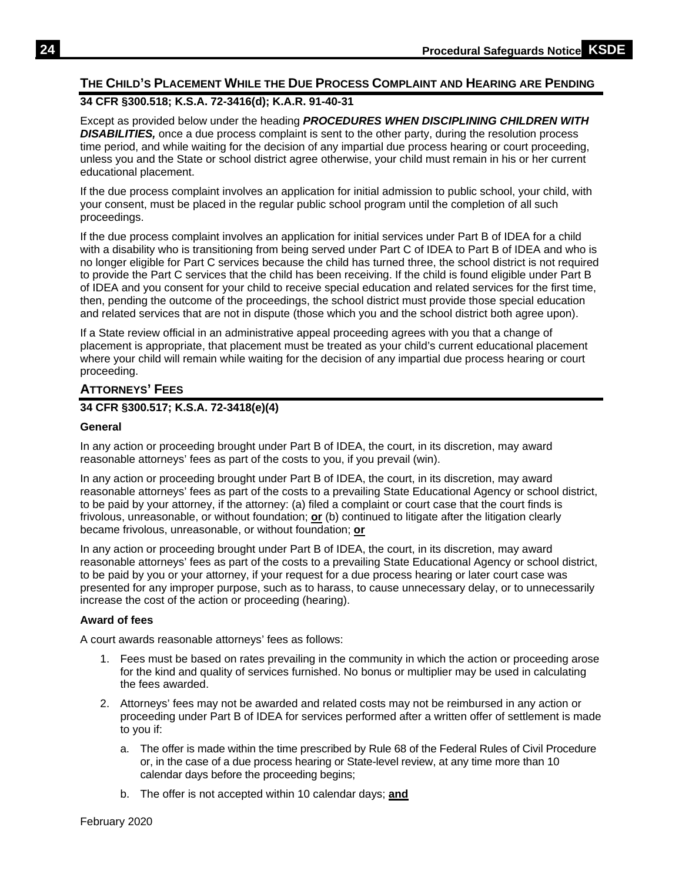## The Child's Placement While the Due Process Complaint and Hearing are Pending

**34 CFR §300.518; K.S.A. 72-3416(d); K.A.R. 91-40-31**

Except as provided below under the heading ***PROCEDURES WHEN DISCIPLINING CHILDREN WITH DISABILITIES,*** once a due process complaint is sent to the other party, during the resolution process time period, and while waiting for the decision of any impartial due process hearing or court proceeding, unless you and the State or school district agree otherwise, your child must remain in his or her current educational placement.

If the due process complaint involves an application for initial admission to public school, your child, with your consent, must be placed in the regular public school program until the completion of all such proceedings.

If the due process complaint involves an application for initial services under Part B of IDEA for a child with a disability who is transitioning from being served under Part C of IDEA to Part B of IDEA and who is no longer eligible for Part C services because the child has turned three, the school district is not required to provide the Part C services that the child has been receiving. If the child is found eligible under Part B of IDEA and you consent for your child to receive special education and related services for the first time, then, pending the outcome of the proceedings, the school district must provide those special education and related services that are not in dispute (those which you and the school district both agree upon).

If a State review official in an administrative appeal proceeding agrees with you that a change of placement is appropriate, that placement must be treated as your child's current educational placement where your child will remain while waiting for the decision of any impartial due process hearing or court proceeding.

## Attorneys' Fees

**34 CFR §300.517; K.S.A. 72-3418(e)(4)**

### General

In any action or proceeding brought under Part B of IDEA, the court, in its discretion, may award reasonable attorneys' fees as part of the costs to you, if you prevail (win).

In any action or proceeding brought under Part B of IDEA, the court, in its discretion, may award reasonable attorneys' fees as part of the costs to a prevailing State Educational Agency or school district, to be paid by your attorney, if the attorney: (a) filed a complaint or court case that the court finds is frivolous, unreasonable, or without foundation; **or** (b) continued to litigate after the litigation clearly became frivolous, unreasonable, or without foundation; **or**

In any action or proceeding brought under Part B of IDEA, the court, in its discretion, may award reasonable attorneys' fees as part of the costs to a prevailing State Educational Agency or school district, to be paid by you or your attorney, if your request for a due process hearing or later court case was presented for any improper purpose, such as to harass, to cause unnecessary delay, or to unnecessarily increase the cost of the action or proceeding (hearing).

### Award of fees

A court awards reasonable attorneys' fees as follows:

1. Fees must be based on rates prevailing in the community in which the action or proceeding arose for the kind and quality of services furnished. No bonus or multiplier may be used in calculating the fees awarded.
2. Attorneys' fees may not be awarded and related costs may not be reimbursed in any action or proceeding under Part B of IDEA for services performed after a written offer of settlement is made to you if:
   a. The offer is made within the time prescribed by Rule 68 of the Federal Rules of Civil Procedure or, in the case of a due process hearing or State-level review, at any time more than 10 calendar days before the proceeding begins;
   b. The offer is not accepted within 10 calendar days; **and**

February 2020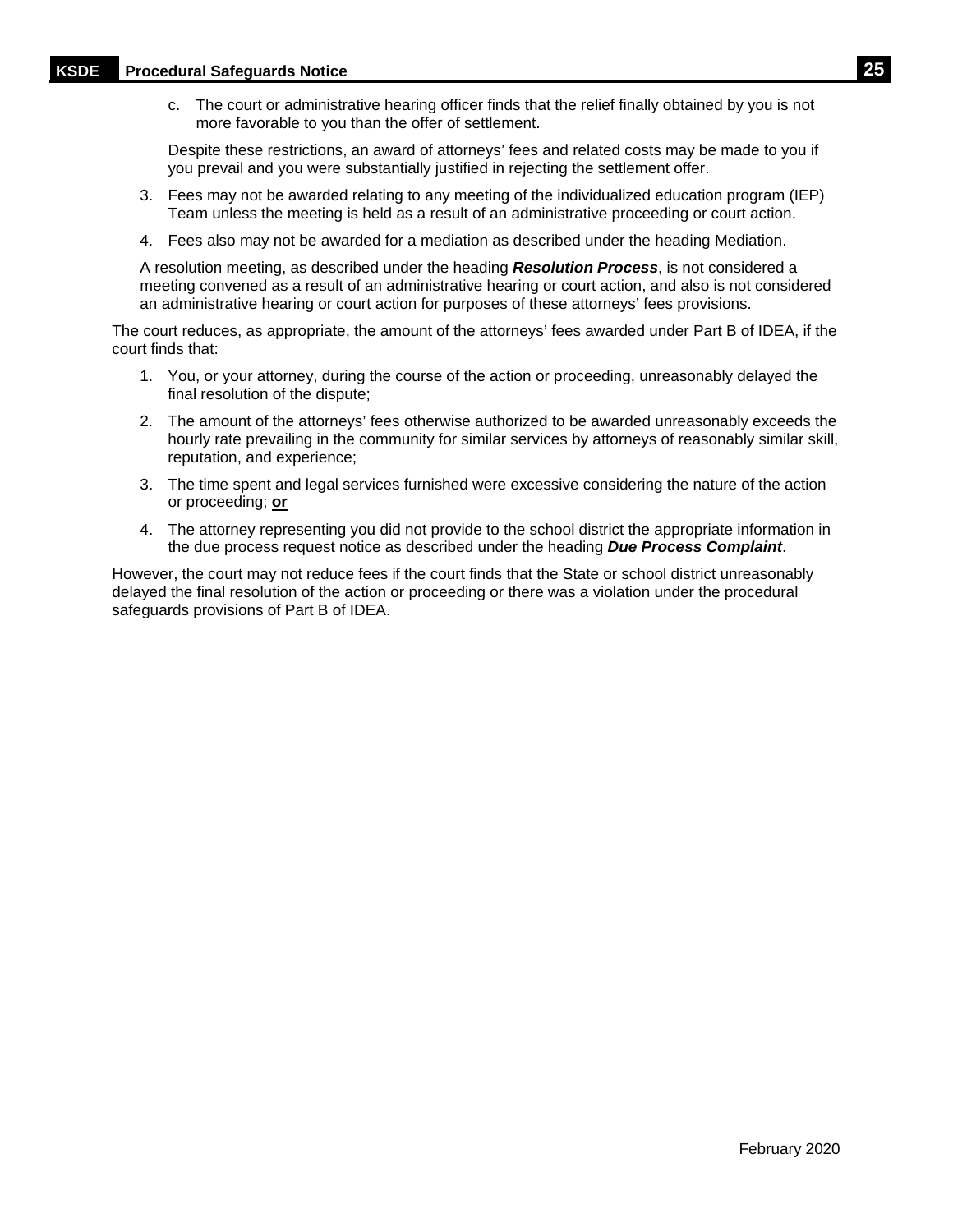c. The court or administrative hearing officer finds that the relief finally obtained by you is not more favorable to you than the offer of settlement.

   Despite these restrictions, an award of attorneys' fees and related costs may be made to you if you prevail and you were substantially justified in rejecting the settlement offer.

3. Fees may not be awarded relating to any meeting of the individualized education program (IEP) Team unless the meeting is held as a result of an administrative proceeding or court action.

4. Fees also may not be awarded for a mediation as described under the heading Mediation.

   A resolution meeting, as described under the heading ***Resolution Process***, is not considered a meeting convened as a result of an administrative hearing or court action, and also is not considered an administrative hearing or court action for purposes of these attorneys' fees provisions.

The court reduces, as appropriate, the amount of the attorneys' fees awarded under Part B of IDEA, if the court finds that:

1. You, or your attorney, during the course of the action or proceeding, unreasonably delayed the final resolution of the dispute;
2. The amount of the attorneys' fees otherwise authorized to be awarded unreasonably exceeds the hourly rate prevailing in the community for similar services by attorneys of reasonably similar skill, reputation, and experience;
3. The time spent and legal services furnished were excessive considering the nature of the action or proceeding; **or**
4. The attorney representing you did not provide to the school district the appropriate information in the due process request notice as described under the heading ***Due Process Complaint***.

However, the court may not reduce fees if the court finds that the State or school district unreasonably delayed the final resolution of the action or proceeding or there was a violation under the procedural safeguards provisions of Part B of IDEA.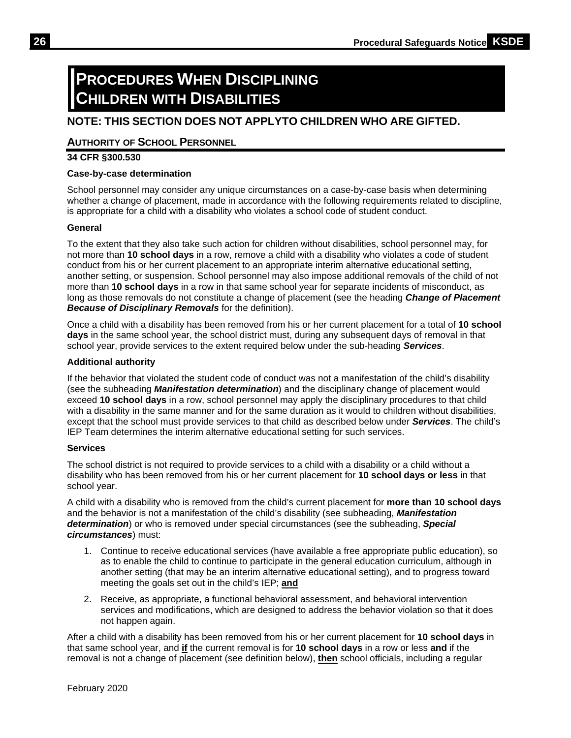# Procedures When Disciplining Children with Disabilities

## NOTE: THIS SECTION DOES NOT APPLYTO CHILDREN WHO ARE GIFTED.

### Authority of School Personnel

**34 CFR §300.530**

**Case-by-case determination**

School personnel may consider any unique circumstances on a case-by-case basis when determining whether a change of placement, made in accordance with the following requirements related to discipline, is appropriate for a child with a disability who violates a school code of student conduct.

**General**

To the extent that they also take such action for children without disabilities, school personnel may, for not more than **10 school days** in a row, remove a child with a disability who violates a code of student conduct from his or her current placement to an appropriate interim alternative educational setting, another setting, or suspension. School personnel may also impose additional removals of the child of not more than **10 school days** in a row in that same school year for separate incidents of misconduct, as long as those removals do not constitute a change of placement (see the heading ***Change of Placement Because of Disciplinary Removals*** for the definition).

Once a child with a disability has been removed from his or her current placement for a total of **10 school days** in the same school year, the school district must, during any subsequent days of removal in that school year, provide services to the extent required below under the sub-heading ***Services***.

**Additional authority**

If the behavior that violated the student code of conduct was not a manifestation of the child's disability (see the subheading ***Manifestation determination***) and the disciplinary change of placement would exceed **10 school days** in a row, school personnel may apply the disciplinary procedures to that child with a disability in the same manner and for the same duration as it would to children without disabilities, except that the school must provide services to that child as described below under ***Services***. The child's IEP Team determines the interim alternative educational setting for such services.

**Services**

The school district is not required to provide services to a child with a disability or a child without a disability who has been removed from his or her current placement for **10 school days or less** in that school year.

A child with a disability who is removed from the child's current placement for **more than 10 school days** and the behavior is not a manifestation of the child's disability (see subheading, ***Manifestation determination***) or who is removed under special circumstances (see the subheading, ***Special circumstances***) must:

1. Continue to receive educational services (have available a free appropriate public education), so as to enable the child to continue to participate in the general education curriculum, although in another setting (that may be an interim alternative educational setting), and to progress toward meeting the goals set out in the child's IEP; **and**
2. Receive, as appropriate, a functional behavioral assessment, and behavioral intervention services and modifications, which are designed to address the behavior violation so that it does not happen again.

After a child with a disability has been removed from his or her current placement for **10 school days** in that same school year, and **if** the current removal is for **10 school days** in a row or less **and** if the removal is not a change of placement (see definition below), **then** school officials, including a regular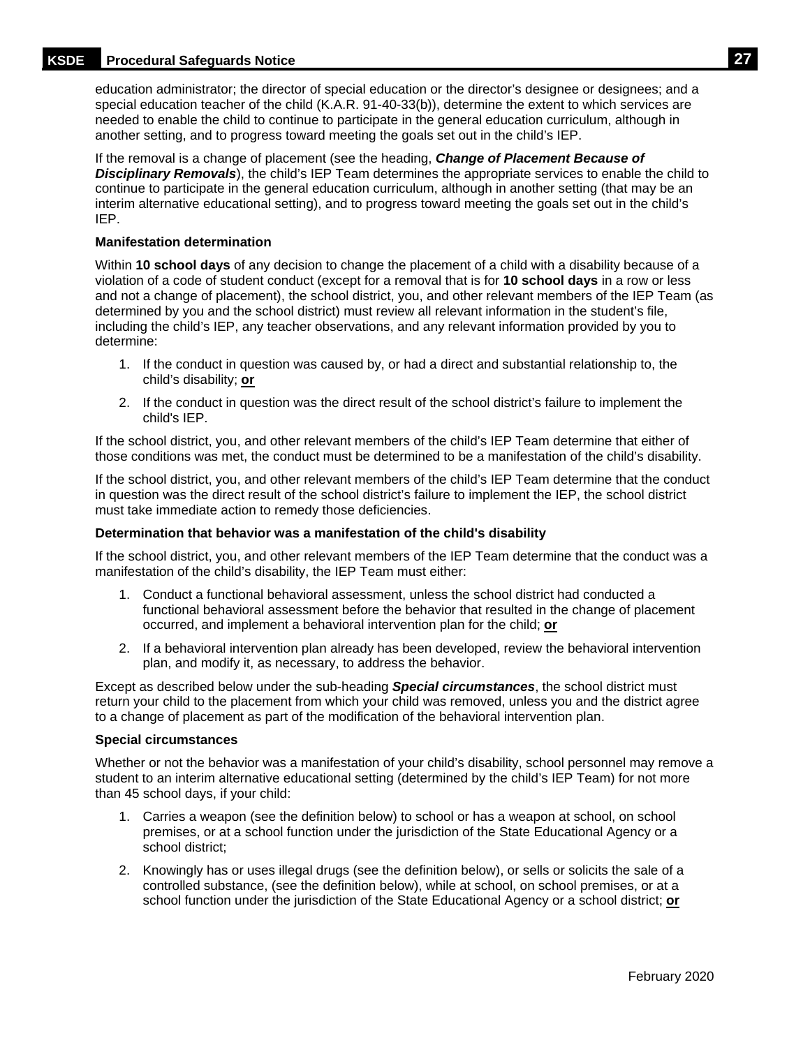education administrator; the director of special education or the director's designee or designees; and a special education teacher of the child (K.A.R. 91-40-33(b)), determine the extent to which services are needed to enable the child to continue to participate in the general education curriculum, although in another setting, and to progress toward meeting the goals set out in the child's IEP.

If the removal is a change of placement (see the heading, ***Change of Placement Because of Disciplinary Removals***), the child's IEP Team determines the appropriate services to enable the child to continue to participate in the general education curriculum, although in another setting (that may be an interim alternative educational setting), and to progress toward meeting the goals set out in the child's IEP.

**Manifestation determination**

Within **10 school days** of any decision to change the placement of a child with a disability because of a violation of a code of student conduct (except for a removal that is for **10 school days** in a row or less and not a change of placement), the school district, you, and other relevant members of the IEP Team (as determined by you and the school district) must review all relevant information in the student's file, including the child's IEP, any teacher observations, and any relevant information provided by you to determine:

1. If the conduct in question was caused by, or had a direct and substantial relationship to, the child's disability; **or**
2. If the conduct in question was the direct result of the school district's failure to implement the child's IEP.

If the school district, you, and other relevant members of the child's IEP Team determine that either of those conditions was met, the conduct must be determined to be a manifestation of the child's disability.

If the school district, you, and other relevant members of the child's IEP Team determine that the conduct in question was the direct result of the school district's failure to implement the IEP, the school district must take immediate action to remedy those deficiencies.

**Determination that behavior was a manifestation of the child's disability**

If the school district, you, and other relevant members of the IEP Team determine that the conduct was a manifestation of the child's disability, the IEP Team must either:

1. Conduct a functional behavioral assessment, unless the school district had conducted a functional behavioral assessment before the behavior that resulted in the change of placement occurred, and implement a behavioral intervention plan for the child; **or**
2. If a behavioral intervention plan already has been developed, review the behavioral intervention plan, and modify it, as necessary, to address the behavior.

Except as described below under the sub-heading ***Special circumstances***, the school district must return your child to the placement from which your child was removed, unless you and the district agree to a change of placement as part of the modification of the behavioral intervention plan.

**Special circumstances**

Whether or not the behavior was a manifestation of your child's disability, school personnel may remove a student to an interim alternative educational setting (determined by the child's IEP Team) for not more than 45 school days, if your child:

1. Carries a weapon (see the definition below) to school or has a weapon at school, on school premises, or at a school function under the jurisdiction of the State Educational Agency or a school district;
2. Knowingly has or uses illegal drugs (see the definition below), or sells or solicits the sale of a controlled substance, (see the definition below), while at school, on school premises, or at a school function under the jurisdiction of the State Educational Agency or a school district; **or**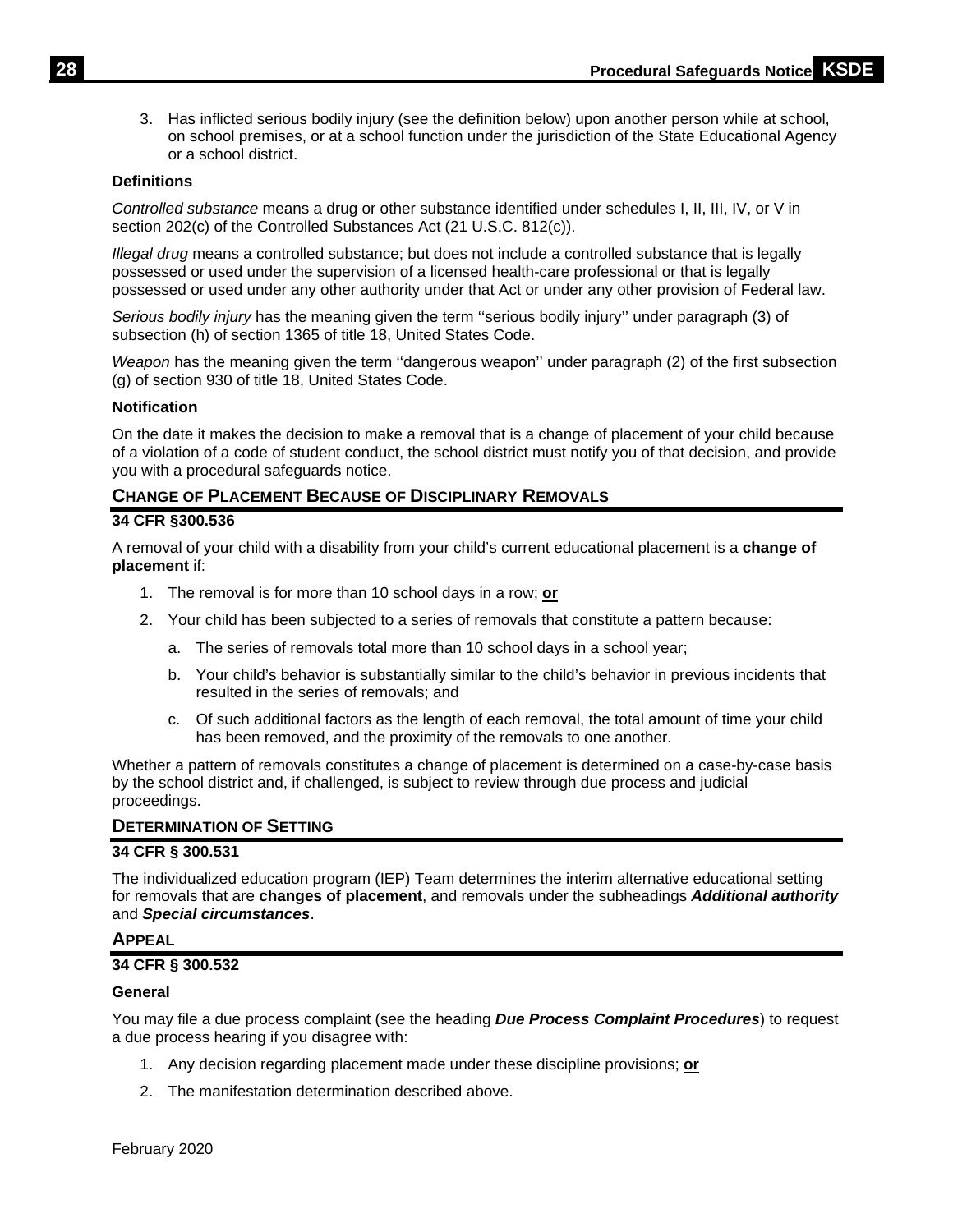3. Has inflicted serious bodily injury (see the definition below) upon another person while at school, on school premises, or at a school function under the jurisdiction of the State Educational Agency or a school district.

**Definitions**

*Controlled substance* means a drug or other substance identified under schedules I, II, III, IV, or V in section 202(c) of the Controlled Substances Act (21 U.S.C. 812(c)).

*Illegal drug* means a controlled substance; but does not include a controlled substance that is legally possessed or used under the supervision of a licensed health-care professional or that is legally possessed or used under any other authority under that Act or under any other provision of Federal law.

*Serious bodily injury* has the meaning given the term ''serious bodily injury'' under paragraph (3) of subsection (h) of section 1365 of title 18, United States Code.

*Weapon* has the meaning given the term ''dangerous weapon'' under paragraph (2) of the first subsection (g) of section 930 of title 18, United States Code.

**Notification**

On the date it makes the decision to make a removal that is a change of placement of your child because of a violation of a code of student conduct, the school district must notify you of that decision, and provide you with a procedural safeguards notice.

## CHANGE OF PLACEMENT BECAUSE OF DISCIPLINARY REMOVALS

**34 CFR §300.536**

A removal of your child with a disability from your child's current educational placement is a **change of placement** if:

1. The removal is for more than 10 school days in a row; **or**
2. Your child has been subjected to a series of removals that constitute a pattern because:
   a. The series of removals total more than 10 school days in a school year;
   b. Your child's behavior is substantially similar to the child's behavior in previous incidents that resulted in the series of removals; and
   c. Of such additional factors as the length of each removal, the total amount of time your child has been removed, and the proximity of the removals to one another.

Whether a pattern of removals constitutes a change of placement is determined on a case-by-case basis by the school district and, if challenged, is subject to review through due process and judicial proceedings.

## DETERMINATION OF SETTING

**34 CFR § 300.531**

The individualized education program (IEP) Team determines the interim alternative educational setting for removals that are **changes of placement**, and removals under the subheadings ***Additional authority*** and ***Special circumstances***.

## APPEAL

**34 CFR § 300.532**

**General**

You may file a due process complaint (see the heading ***Due Process Complaint Procedures***) to request a due process hearing if you disagree with:

1. Any decision regarding placement made under these discipline provisions; **or**
2. The manifestation determination described above.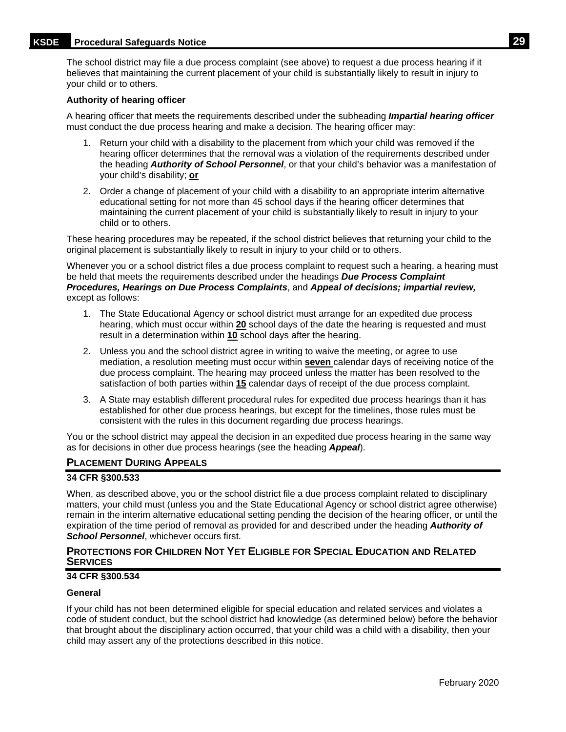The school district may file a due process complaint (see above) to request a due process hearing if it believes that maintaining the current placement of your child is substantially likely to result in injury to your child or to others.

**Authority of hearing officer**

A hearing officer that meets the requirements described under the subheading ***Impartial hearing officer*** must conduct the due process hearing and make a decision. The hearing officer may:

1. Return your child with a disability to the placement from which your child was removed if the hearing officer determines that the removal was a violation of the requirements described under the heading ***Authority of School Personnel***, or that your child's behavior was a manifestation of your child's disability; **or**
2. Order a change of placement of your child with a disability to an appropriate interim alternative educational setting for not more than 45 school days if the hearing officer determines that maintaining the current placement of your child is substantially likely to result in injury to your child or to others.

These hearing procedures may be repeated, if the school district believes that returning your child to the original placement is substantially likely to result in injury to your child or to others.

Whenever you or a school district files a due process complaint to request such a hearing, a hearing must be held that meets the requirements described under the headings ***Due Process Complaint Procedures, Hearings on Due Process Complaints***, and ***Appeal of decisions; impartial review,*** except as follows:

1. The State Educational Agency or school district must arrange for an expedited due process hearing, which must occur within **20** school days of the date the hearing is requested and must result in a determination within **10** school days after the hearing.
2. Unless you and the school district agree in writing to waive the meeting, or agree to use mediation, a resolution meeting must occur within **seven** calendar days of receiving notice of the due process complaint. The hearing may proceed unless the matter has been resolved to the satisfaction of both parties within **15** calendar days of receipt of the due process complaint.
3. A State may establish different procedural rules for expedited due process hearings than it has established for other due process hearings, but except for the timelines, those rules must be consistent with the rules in this document regarding due process hearings.

You or the school district may appeal the decision in an expedited due process hearing in the same way as for decisions in other due process hearings (see the heading ***Appeal***).

## PLACEMENT DURING APPEALS

**34 CFR §300.533**

When, as described above, you or the school district file a due process complaint related to disciplinary matters, your child must (unless you and the State Educational Agency or school district agree otherwise) remain in the interim alternative educational setting pending the decision of the hearing officer, or until the expiration of the time period of removal as provided for and described under the heading ***Authority of School Personnel***, whichever occurs first.

## PROTECTIONS FOR CHILDREN NOT YET ELIGIBLE FOR SPECIAL EDUCATION AND RELATED SERVICES

**34 CFR §300.534**

**General**

If your child has not been determined eligible for special education and related services and violates a code of student conduct, but the school district had knowledge (as determined below) before the behavior that brought about the disciplinary action occurred, that your child was a child with a disability, then your child may assert any of the protections described in this notice.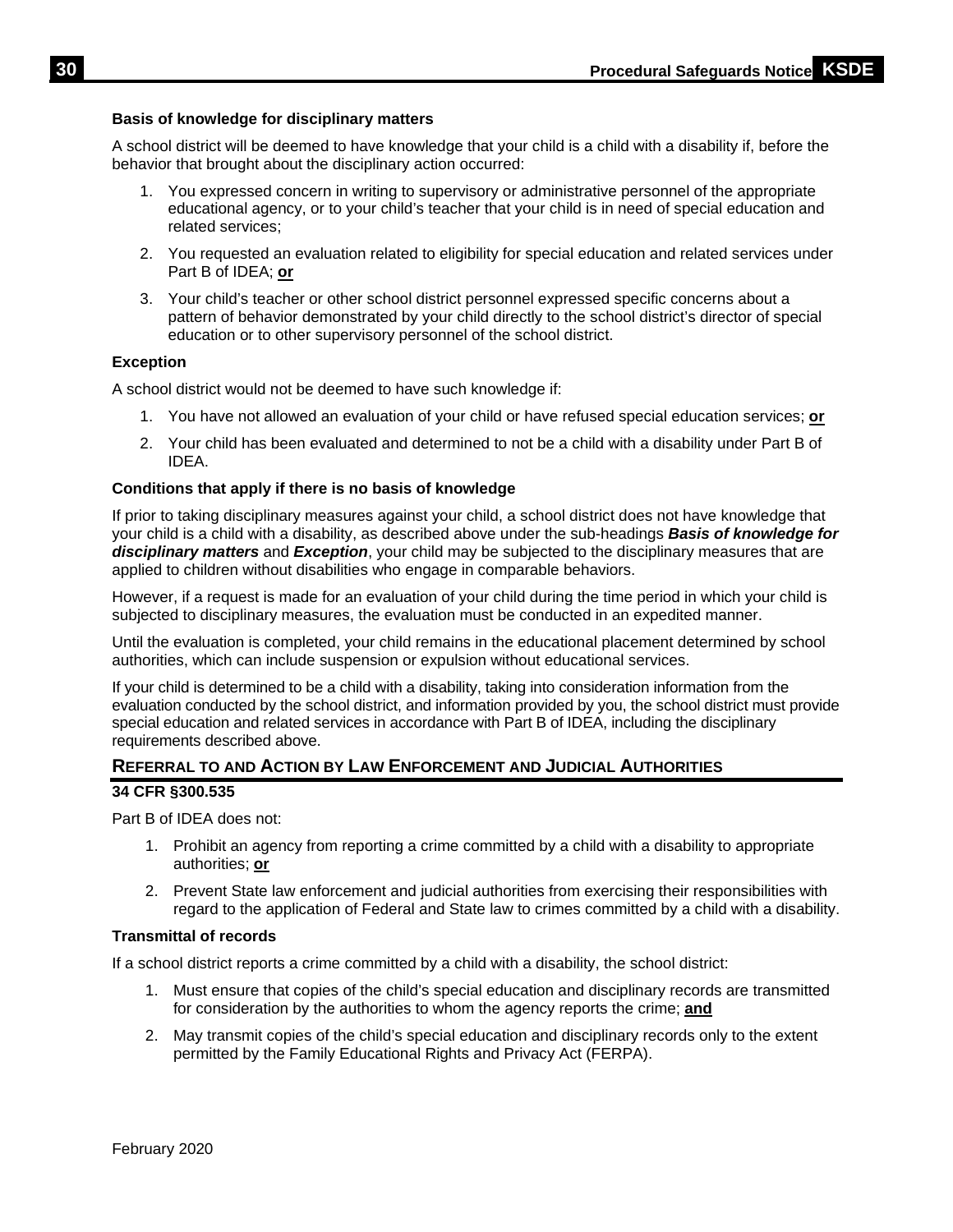### Basis of knowledge for disciplinary matters

A school district will be deemed to have knowledge that your child is a child with a disability if, before the behavior that brought about the disciplinary action occurred:

1. You expressed concern in writing to supervisory or administrative personnel of the appropriate educational agency, or to your child's teacher that your child is in need of special education and related services;
2. You requested an evaluation related to eligibility for special education and related services under Part B of IDEA; **or**
3. Your child's teacher or other school district personnel expressed specific concerns about a pattern of behavior demonstrated by your child directly to the school district's director of special education or to other supervisory personnel of the school district.

### Exception

A school district would not be deemed to have such knowledge if:

1. You have not allowed an evaluation of your child or have refused special education services; **or**
2. Your child has been evaluated and determined to not be a child with a disability under Part B of IDEA.

### Conditions that apply if there is no basis of knowledge

If prior to taking disciplinary measures against your child, a school district does not have knowledge that your child is a child with a disability, as described above under the sub-headings ***Basis of knowledge for disciplinary matters*** and ***Exception***, your child may be subjected to the disciplinary measures that are applied to children without disabilities who engage in comparable behaviors.

However, if a request is made for an evaluation of your child during the time period in which your child is subjected to disciplinary measures, the evaluation must be conducted in an expedited manner.

Until the evaluation is completed, your child remains in the educational placement determined by school authorities, which can include suspension or expulsion without educational services.

If your child is determined to be a child with a disability, taking into consideration information from the evaluation conducted by the school district, and information provided by you, the school district must provide special education and related services in accordance with Part B of IDEA, including the disciplinary requirements described above.

## Referral to and Action by Law Enforcement and Judicial Authorities

**34 CFR §300.535**

Part B of IDEA does not:

1. Prohibit an agency from reporting a crime committed by a child with a disability to appropriate authorities; **or**
2. Prevent State law enforcement and judicial authorities from exercising their responsibilities with regard to the application of Federal and State law to crimes committed by a child with a disability.

### Transmittal of records

If a school district reports a crime committed by a child with a disability, the school district:

1. Must ensure that copies of the child's special education and disciplinary records are transmitted for consideration by the authorities to whom the agency reports the crime; **and**
2. May transmit copies of the child's special education and disciplinary records only to the extent permitted by the Family Educational Rights and Privacy Act (FERPA).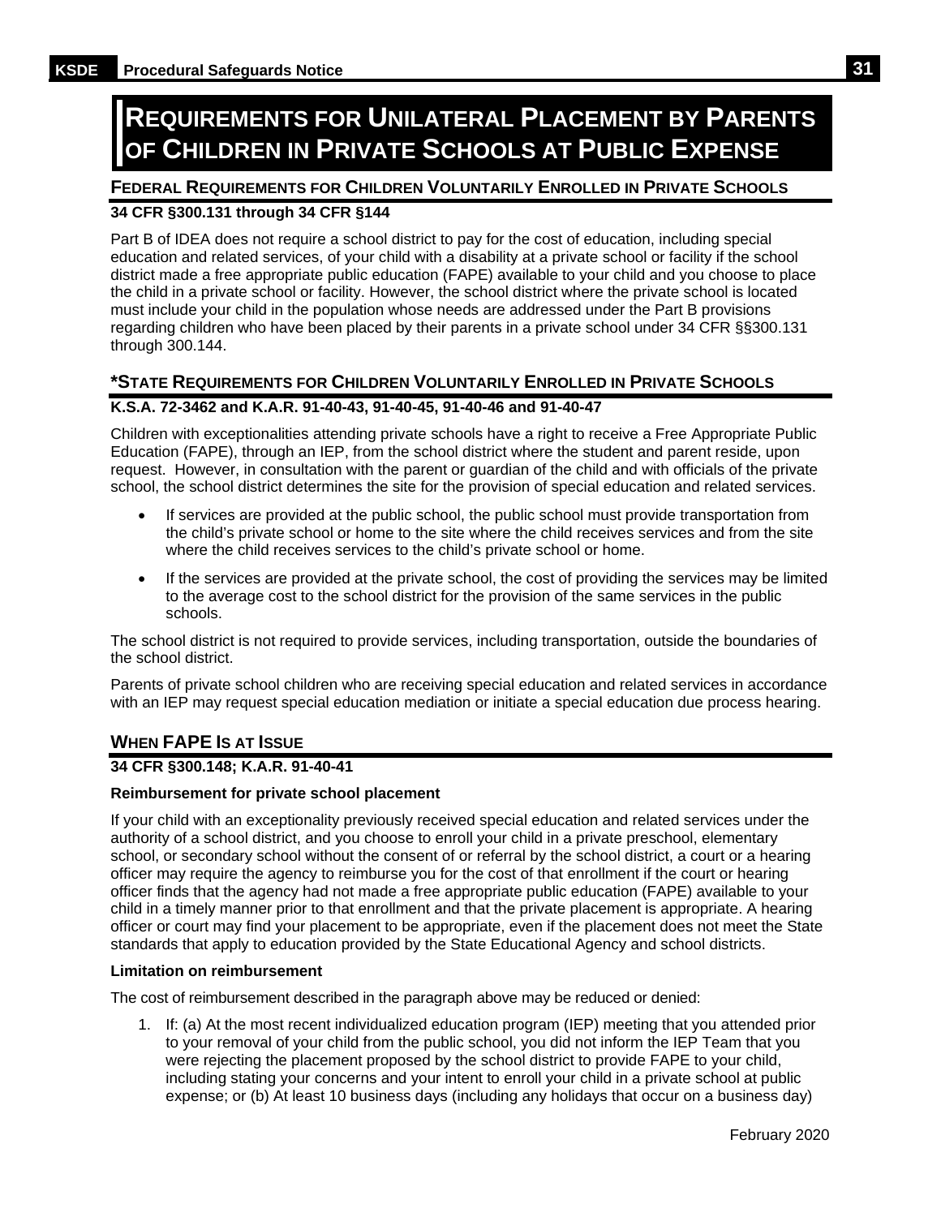# Requirements for Unilateral Placement by Parents of Children in Private Schools at Public Expense

## Federal Requirements for Children Voluntarily Enrolled in Private Schools

**34 CFR §300.131 through 34 CFR §144**

Part B of IDEA does not require a school district to pay for the cost of education, including special education and related services, of your child with a disability at a private school or facility if the school district made a free appropriate public education (FAPE) available to your child and you choose to place the child in a private school or facility. However, the school district where the private school is located must include your child in the population whose needs are addressed under the Part B provisions regarding children who have been placed by their parents in a private school under 34 CFR §§300.131 through 300.144.

## *State Requirements for Children Voluntarily Enrolled in Private Schools

**K.S.A. 72-3462 and K.A.R. 91-40-43, 91-40-45, 91-40-46 and 91-40-47**

Children with exceptionalities attending private schools have a right to receive a Free Appropriate Public Education (FAPE), through an IEP, from the school district where the student and parent reside, upon request. However, in consultation with the parent or guardian of the child and with officials of the private school, the school district determines the site for the provision of special education and related services.

- If services are provided at the public school, the public school must provide transportation from the child's private school or home to the site where the child receives services and from the site where the child receives services to the child's private school or home.
- If the services are provided at the private school, the cost of providing the services may be limited to the average cost to the school district for the provision of the same services in the public schools.

The school district is not required to provide services, including transportation, outside the boundaries of the school district.

Parents of private school children who are receiving special education and related services in accordance with an IEP may request special education mediation or initiate a special education due process hearing.

## When FAPE Is at Issue

**34 CFR §300.148; K.A.R. 91-40-41**

**Reimbursement for private school placement**

If your child with an exceptionality previously received special education and related services under the authority of a school district, and you choose to enroll your child in a private preschool, elementary school, or secondary school without the consent of or referral by the school district, a court or a hearing officer may require the agency to reimburse you for the cost of that enrollment if the court or hearing officer finds that the agency had not made a free appropriate public education (FAPE) available to your child in a timely manner prior to that enrollment and that the private placement is appropriate. A hearing officer or court may find your placement to be appropriate, even if the placement does not meet the State standards that apply to education provided by the State Educational Agency and school districts.

**Limitation on reimbursement**

The cost of reimbursement described in the paragraph above may be reduced or denied:

1. If: (a) At the most recent individualized education program (IEP) meeting that you attended prior to your removal of your child from the public school, you did not inform the IEP Team that you were rejecting the placement proposed by the school district to provide FAPE to your child, including stating your concerns and your intent to enroll your child in a private school at public expense; or (b) At least 10 business days (including any holidays that occur on a business day)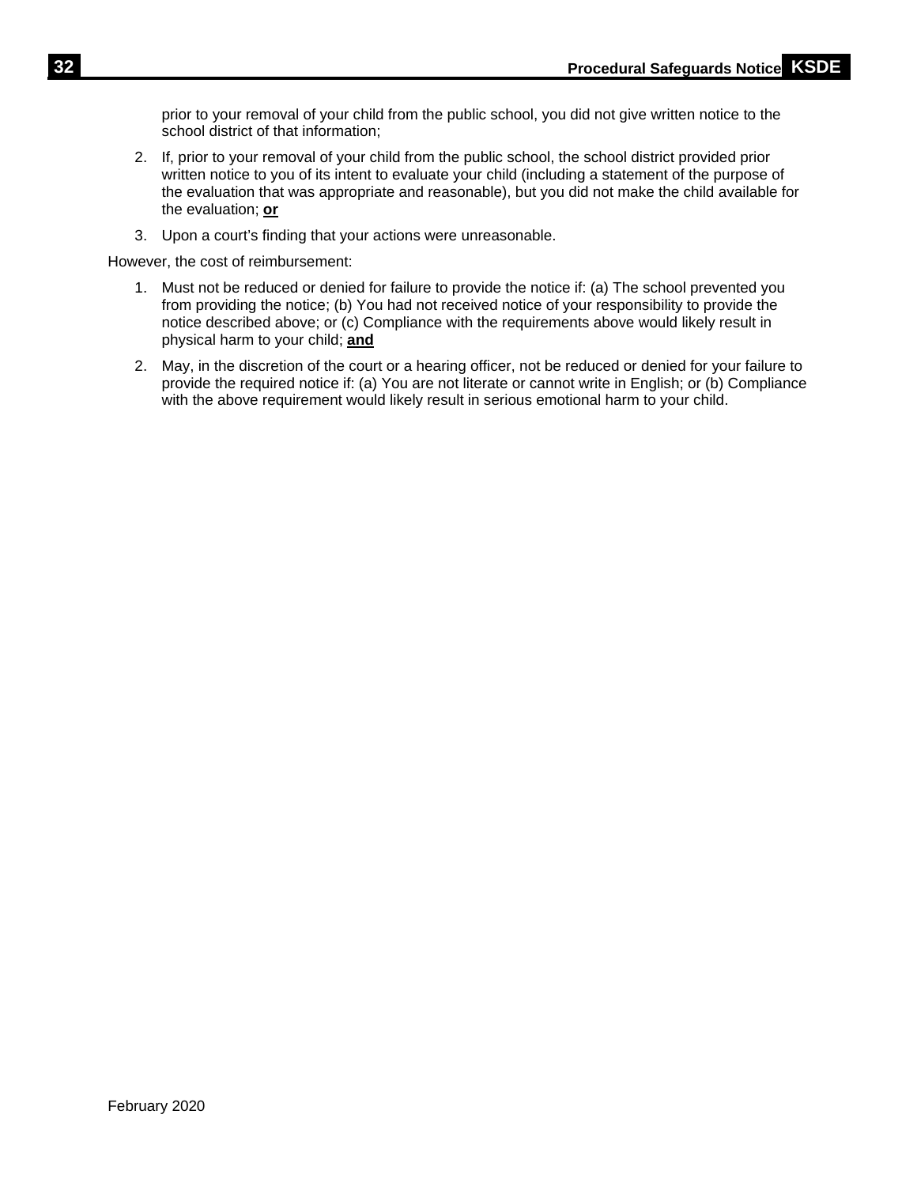prior to your removal of your child from the public school, you did not give written notice to the school district of that information;

2. If, prior to your removal of your child from the public school, the school district provided prior written notice to you of its intent to evaluate your child (including a statement of the purpose of the evaluation that was appropriate and reasonable), but you did not make the child available for the evaluation; **or**
3. Upon a court's finding that your actions were unreasonable.

However, the cost of reimbursement:

1. Must not be reduced or denied for failure to provide the notice if: (a) The school prevented you from providing the notice; (b) You had not received notice of your responsibility to provide the notice described above; or (c) Compliance with the requirements above would likely result in physical harm to your child; **and**
2. May, in the discretion of the court or a hearing officer, not be reduced or denied for your failure to provide the required notice if: (a) You are not literate or cannot write in English; or (b) Compliance with the above requirement would likely result in serious emotional harm to your child.